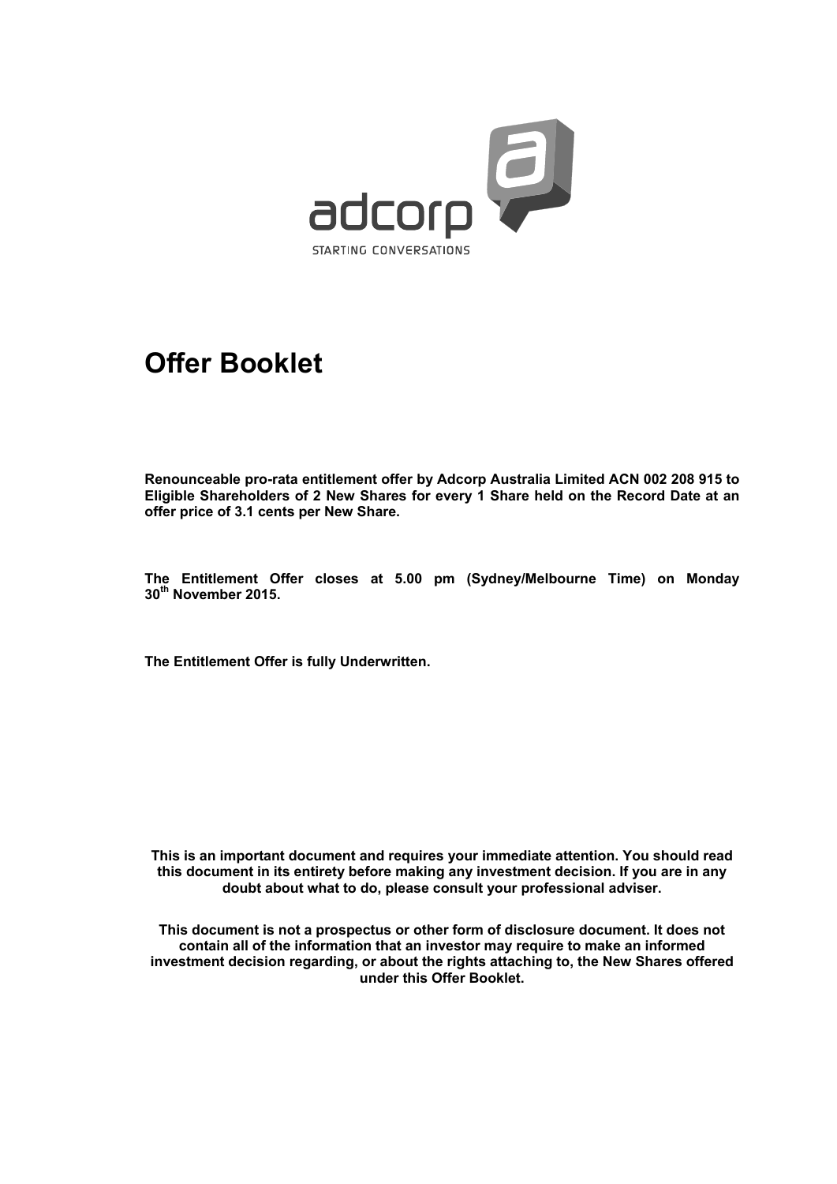adcorp

STARTING CONVERSATIONS

# Offer Booklet

**Renounceable pro-rata entitlement offer by Adcorp Australia Limited ACN 002 208 915 to Eligible Shareholders of 2 New Shares for every 1 Share held on the Record Date at an offer price of 3.1 cents per New Share.**

**The Entitlement Offer closes at 5.00 pm (Sydney/Melbourne Time) on Monday 30th November 2015.**

**The Entitlement Offer is fully Underwritten.**

**This is an important document and requires your immediate attention. You should read this document in its entirety before making any investment decision. If you are in any doubt about what to do, please consult your professional adviser.**

**This document is not a prospectus or other form of disclosure document. It does not contain all of the information that an investor may require to make an informed investment decision regarding, or about the rights attaching to, the New Shares offered under this Offer Booklet.**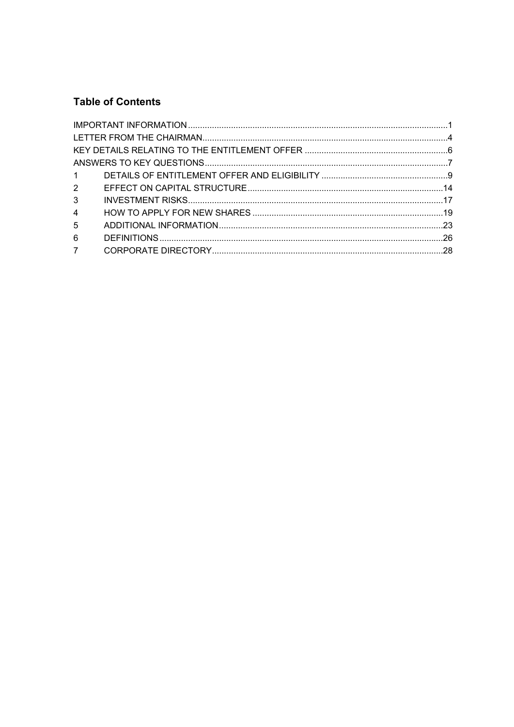## Table of Contents

| | | |
|---|---|---|
| IMPORTANT INFORMATION | | 1 |
| LETTER FROM THE CHAIRMAN | | 4 |
| KEY DETAILS RELATING TO THE ENTITLEMENT OFFER | | 6 |
| ANSWERS TO KEY QUESTIONS | | 7 |
| 1 | DETAILS OF ENTITLEMENT OFFER AND ELIGIBILITY | 9 |
| 2 | EFFECT ON CAPITAL STRUCTURE | 14 |
| 3 | INVESTMENT RISKS | 17 |
| 4 | HOW TO APPLY FOR NEW SHARES | 19 |
| 5 | ADDITIONAL INFORMATION | 23 |
| 6 | DEFINITIONS | 26 |
| 7 | CORPORATE DIRECTORY | 28 |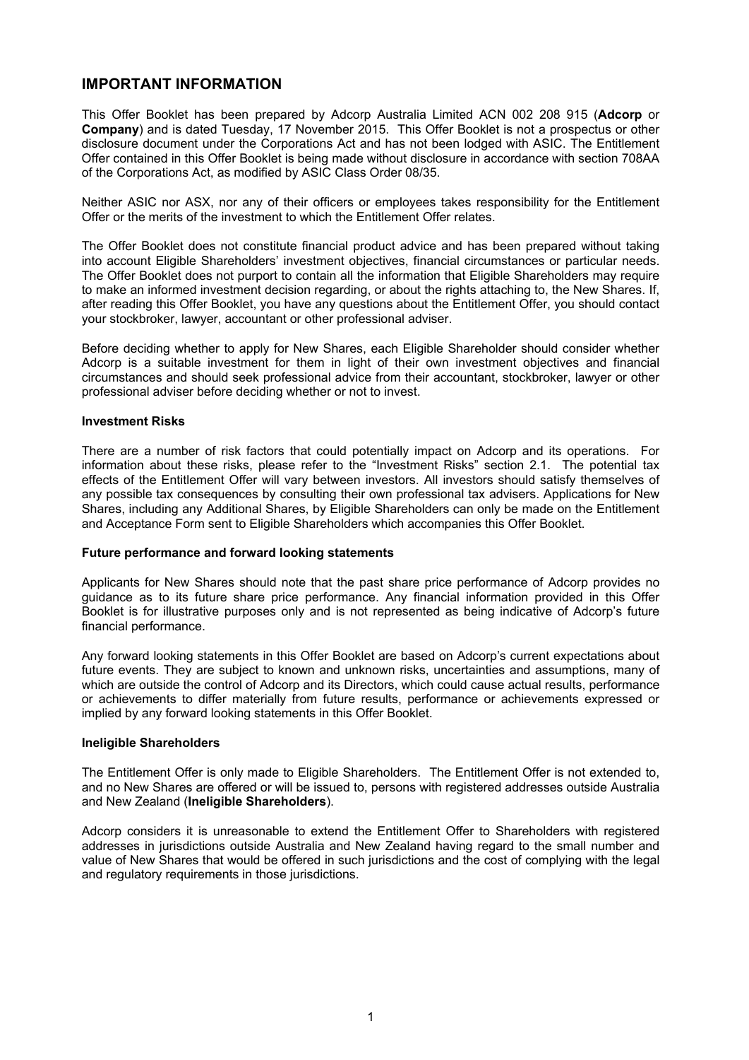## IMPORTANT INFORMATION

This Offer Booklet has been prepared by Adcorp Australia Limited ACN 002 208 915 (**Adcorp** or **Company**) and is dated Tuesday, 17 November 2015. This Offer Booklet is not a prospectus or other disclosure document under the Corporations Act and has not been lodged with ASIC. The Entitlement Offer contained in this Offer Booklet is being made without disclosure in accordance with section 708AA of the Corporations Act, as modified by ASIC Class Order 08/35.

Neither ASIC nor ASX, nor any of their officers or employees takes responsibility for the Entitlement Offer or the merits of the investment to which the Entitlement Offer relates.

The Offer Booklet does not constitute financial product advice and has been prepared without taking into account Eligible Shareholders' investment objectives, financial circumstances or particular needs. The Offer Booklet does not purport to contain all the information that Eligible Shareholders may require to make an informed investment decision regarding, or about the rights attaching to, the New Shares. If, after reading this Offer Booklet, you have any questions about the Entitlement Offer, you should contact your stockbroker, lawyer, accountant or other professional adviser.

Before deciding whether to apply for New Shares, each Eligible Shareholder should consider whether Adcorp is a suitable investment for them in light of their own investment objectives and financial circumstances and should seek professional advice from their accountant, stockbroker, lawyer or other professional adviser before deciding whether or not to invest.

#### Investment Risks

There are a number of risk factors that could potentially impact on Adcorp and its operations. For information about these risks, please refer to the "Investment Risks" section 2.1. The potential tax effects of the Entitlement Offer will vary between investors. All investors should satisfy themselves of any possible tax consequences by consulting their own professional tax advisers. Applications for New Shares, including any Additional Shares, by Eligible Shareholders can only be made on the Entitlement and Acceptance Form sent to Eligible Shareholders which accompanies this Offer Booklet.

#### Future performance and forward looking statements

Applicants for New Shares should note that the past share price performance of Adcorp provides no guidance as to its future share price performance. Any financial information provided in this Offer Booklet is for illustrative purposes only and is not represented as being indicative of Adcorp's future financial performance.

Any forward looking statements in this Offer Booklet are based on Adcorp's current expectations about future events. They are subject to known and unknown risks, uncertainties and assumptions, many of which are outside the control of Adcorp and its Directors, which could cause actual results, performance or achievements to differ materially from future results, performance or achievements expressed or implied by any forward looking statements in this Offer Booklet.

#### Ineligible Shareholders

The Entitlement Offer is only made to Eligible Shareholders. The Entitlement Offer is not extended to, and no New Shares are offered or will be issued to, persons with registered addresses outside Australia and New Zealand (**Ineligible Shareholders**).

Adcorp considers it is unreasonable to extend the Entitlement Offer to Shareholders with registered addresses in jurisdictions outside Australia and New Zealand having regard to the small number and value of New Shares that would be offered in such jurisdictions and the cost of complying with the legal and regulatory requirements in those jurisdictions.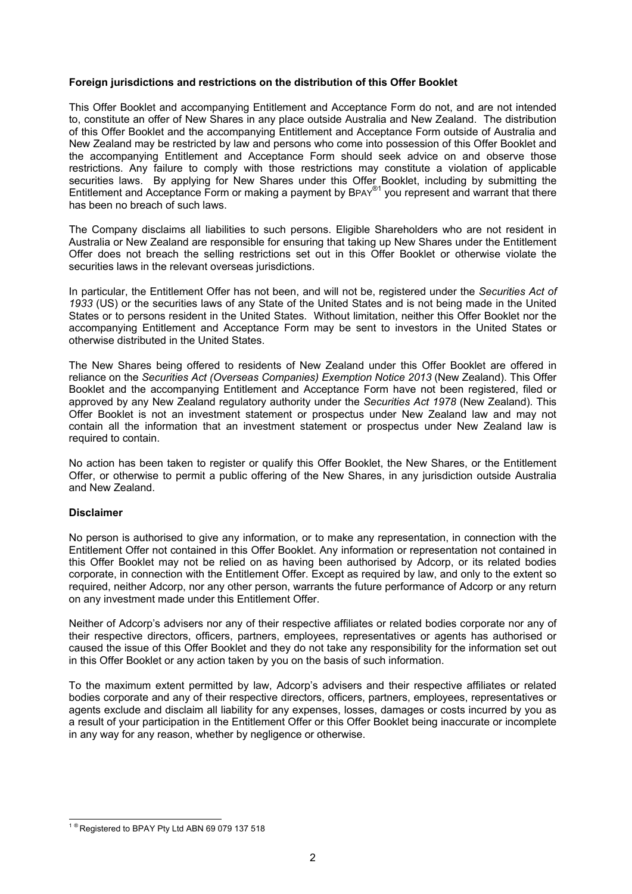**Foreign jurisdictions and restrictions on the distribution of this Offer Booklet**

This Offer Booklet and accompanying Entitlement and Acceptance Form do not, and are not intended to, constitute an offer of New Shares in any place outside Australia and New Zealand. The distribution of this Offer Booklet and the accompanying Entitlement and Acceptance Form outside of Australia and New Zealand may be restricted by law and persons who come into possession of this Offer Booklet and the accompanying Entitlement and Acceptance Form should seek advice on and observe those restrictions. Any failure to comply with those restrictions may constitute a violation of applicable securities laws. By applying for New Shares under this Offer Booklet, including by submitting the Entitlement and Acceptance Form or making a payment by BPAY®[1] you represent and warrant that there has been no breach of such laws.

The Company disclaims all liabilities to such persons. Eligible Shareholders who are not resident in Australia or New Zealand are responsible for ensuring that taking up New Shares under the Entitlement Offer does not breach the selling restrictions set out in this Offer Booklet or otherwise violate the securities laws in the relevant overseas jurisdictions.

In particular, the Entitlement Offer has not been, and will not be, registered under the *Securities Act of 1933* (US) or the securities laws of any State of the United States and is not being made in the United States or to persons resident in the United States. Without limitation, neither this Offer Booklet nor the accompanying Entitlement and Acceptance Form may be sent to investors in the United States or otherwise distributed in the United States.

The New Shares being offered to residents of New Zealand under this Offer Booklet are offered in reliance on the *Securities Act (Overseas Companies) Exemption Notice 2013* (New Zealand). This Offer Booklet and the accompanying Entitlement and Acceptance Form have not been registered, filed or approved by any New Zealand regulatory authority under the *Securities Act 1978* (New Zealand). This Offer Booklet is not an investment statement or prospectus under New Zealand law and may not contain all the information that an investment statement or prospectus under New Zealand law is required to contain.

No action has been taken to register or qualify this Offer Booklet, the New Shares, or the Entitlement Offer, or otherwise to permit a public offering of the New Shares, in any jurisdiction outside Australia and New Zealand.

**Disclaimer**

No person is authorised to give any information, or to make any representation, in connection with the Entitlement Offer not contained in this Offer Booklet. Any information or representation not contained in this Offer Booklet may not be relied on as having been authorised by Adcorp, or its related bodies corporate, in connection with the Entitlement Offer. Except as required by law, and only to the extent so required, neither Adcorp, nor any other person, warrants the future performance of Adcorp or any return on any investment made under this Entitlement Offer.

Neither of Adcorp's advisers nor any of their respective affiliates or related bodies corporate nor any of their respective directors, officers, partners, employees, representatives or agents has authorised or caused the issue of this Offer Booklet and they do not take any responsibility for the information set out in this Offer Booklet or any action taken by you on the basis of such information.

To the maximum extent permitted by law, Adcorp's advisers and their respective affiliates or related bodies corporate and any of their respective directors, officers, partners, employees, representatives or agents exclude and disclaim all liability for any expenses, losses, damages or costs incurred by you as a result of your participation in the Entitlement Offer or this Offer Booklet being inaccurate or incomplete in any way for any reason, whether by negligence or otherwise.

---

[1] ® Registered to BPAY Pty Ltd ABN 69 079 137 518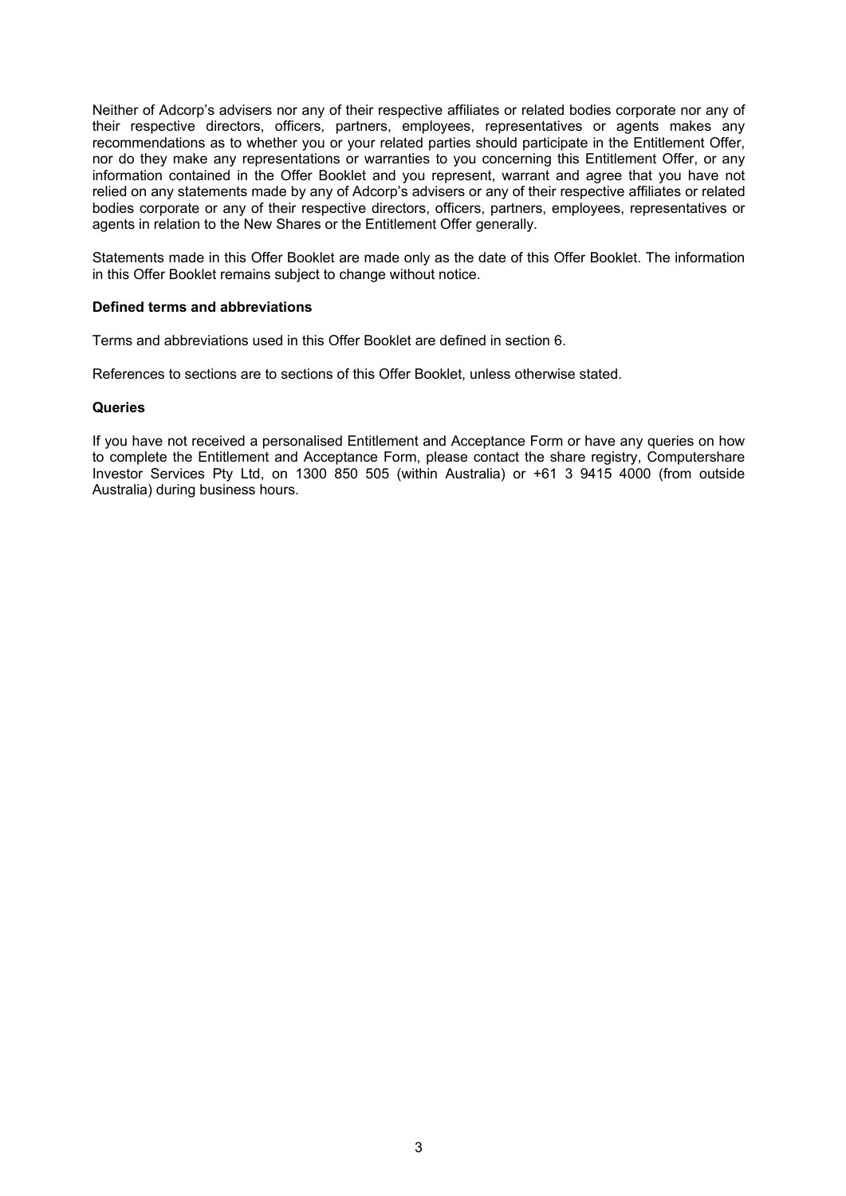Neither of Adcorp's advisers nor any of their respective affiliates or related bodies corporate nor any of their respective directors, officers, partners, employees, representatives or agents makes any recommendations as to whether you or your related parties should participate in the Entitlement Offer, nor do they make any representations or warranties to you concerning this Entitlement Offer, or any information contained in the Offer Booklet and you represent, warrant and agree that you have not relied on any statements made by any of Adcorp's advisers or any of their respective affiliates or related bodies corporate or any of their respective directors, officers, partners, employees, representatives or agents in relation to the New Shares or the Entitlement Offer generally.

Statements made in this Offer Booklet are made only as the date of this Offer Booklet. The information in this Offer Booklet remains subject to change without notice.

**Defined terms and abbreviations**

Terms and abbreviations used in this Offer Booklet are defined in section 6.

References to sections are to sections of this Offer Booklet, unless otherwise stated.

**Queries**

If you have not received a personalised Entitlement and Acceptance Form or have any queries on how to complete the Entitlement and Acceptance Form, please contact the share registry, Computershare Investor Services Pty Ltd, on 1300 850 505 (within Australia) or +61 3 9415 4000 (from outside Australia) during business hours.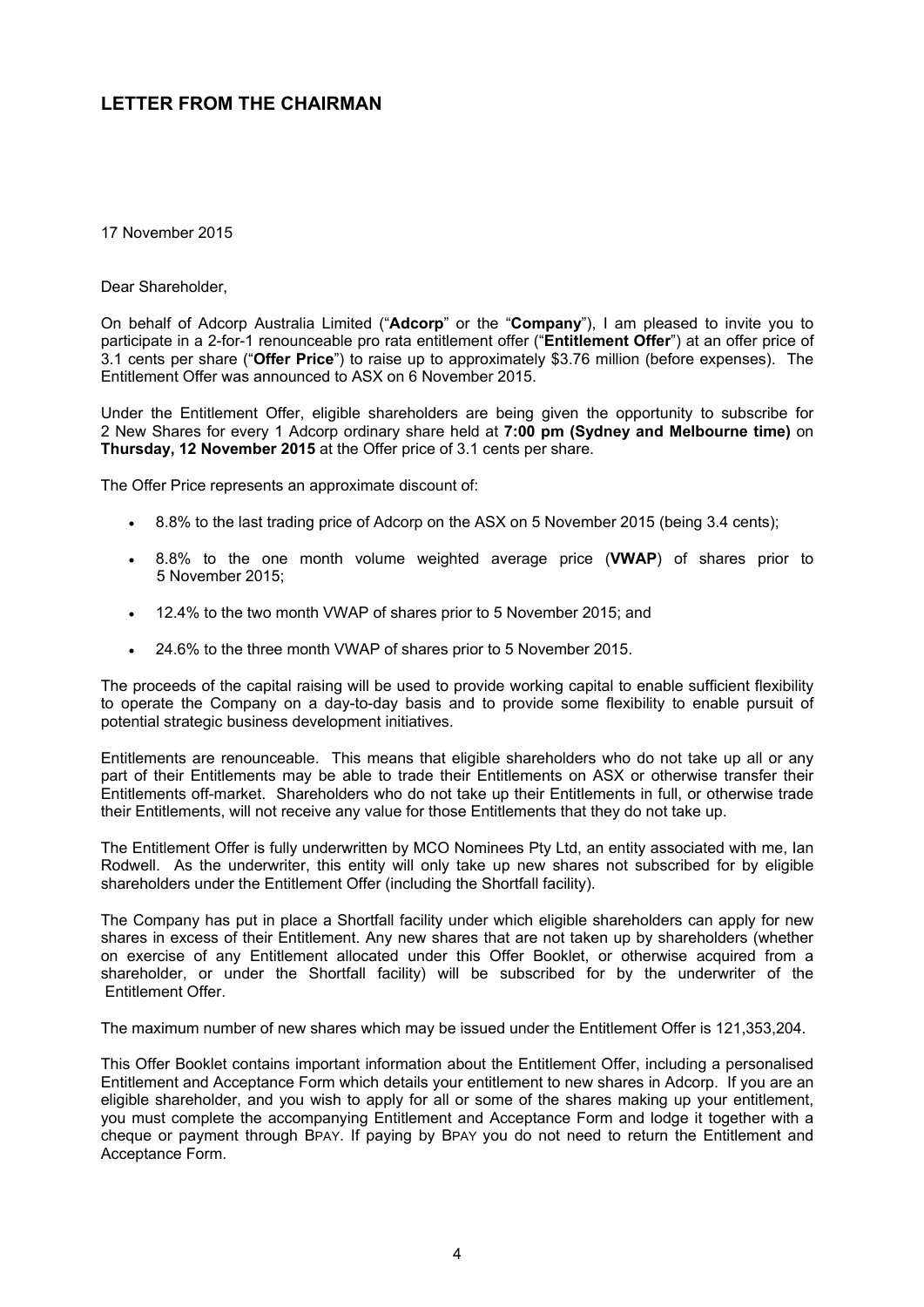# LETTER FROM THE CHAIRMAN

17 November 2015

Dear Shareholder,

On behalf of Adcorp Australia Limited ("**Adcorp**" or the "**Company**"), I am pleased to invite you to participate in a 2-for-1 renounceable pro rata entitlement offer ("**Entitlement Offer**") at an offer price of 3.1 cents per share ("**Offer Price**") to raise up to approximately $3.76 million (before expenses). The Entitlement Offer was announced to ASX on 6 November 2015.

Under the Entitlement Offer, eligible shareholders are being given the opportunity to subscribe for 2 New Shares for every 1 Adcorp ordinary share held at **7:00 pm (Sydney and Melbourne time)** on **Thursday, 12 November 2015** at the Offer price of 3.1 cents per share.

The Offer Price represents an approximate discount of:

- 8.8% to the last trading price of Adcorp on the ASX on 5 November 2015 (being 3.4 cents);
- 8.8% to the one month volume weighted average price (**VWAP**) of shares prior to 5 November 2015;
- 12.4% to the two month VWAP of shares prior to 5 November 2015; and
- 24.6% to the three month VWAP of shares prior to 5 November 2015.

The proceeds of the capital raising will be used to provide working capital to enable sufficient flexibility to operate the Company on a day-to-day basis and to provide some flexibility to enable pursuit of potential strategic business development initiatives.

Entitlements are renounceable. This means that eligible shareholders who do not take up all or any part of their Entitlements may be able to trade their Entitlements on ASX or otherwise transfer their Entitlements off-market. Shareholders who do not take up their Entitlements in full, or otherwise trade their Entitlements, will not receive any value for those Entitlements that they do not take up.

The Entitlement Offer is fully underwritten by MCO Nominees Pty Ltd, an entity associated with me, Ian Rodwell. As the underwriter, this entity will only take up new shares not subscribed for by eligible shareholders under the Entitlement Offer (including the Shortfall facility).

The Company has put in place a Shortfall facility under which eligible shareholders can apply for new shares in excess of their Entitlement. Any new shares that are not taken up by shareholders (whether on exercise of any Entitlement allocated under this Offer Booklet, or otherwise acquired from a shareholder, or under the Shortfall facility) will be subscribed for by the underwriter of the Entitlement Offer.

The maximum number of new shares which may be issued under the Entitlement Offer is 121,353,204.

This Offer Booklet contains important information about the Entitlement Offer, including a personalised Entitlement and Acceptance Form which details your entitlement to new shares in Adcorp. If you are an eligible shareholder, and you wish to apply for all or some of the shares making up your entitlement, you must complete the accompanying Entitlement and Acceptance Form and lodge it together with a cheque or payment through BPAY. If paying by BPAY you do not need to return the Entitlement and Acceptance Form.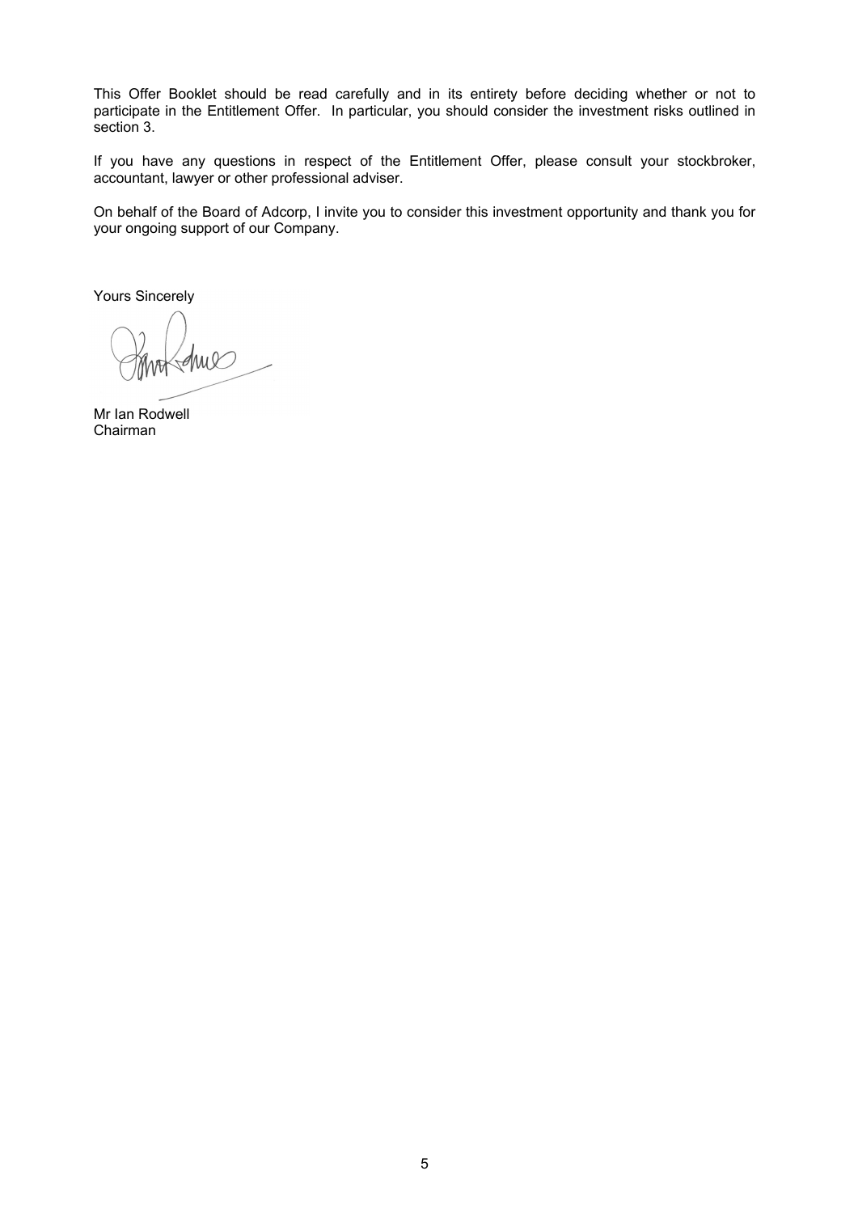This Offer Booklet should be read carefully and in its entirety before deciding whether or not to participate in the Entitlement Offer. In particular, you should consider the investment risks outlined in section 3.

If you have any questions in respect of the Entitlement Offer, please consult your stockbroker, accountant, lawyer or other professional adviser.

On behalf of the Board of Adcorp, I invite you to consider this investment opportunity and thank you for your ongoing support of our Company.

Yours Sincerely

Mr Ian Rodwell
Chairman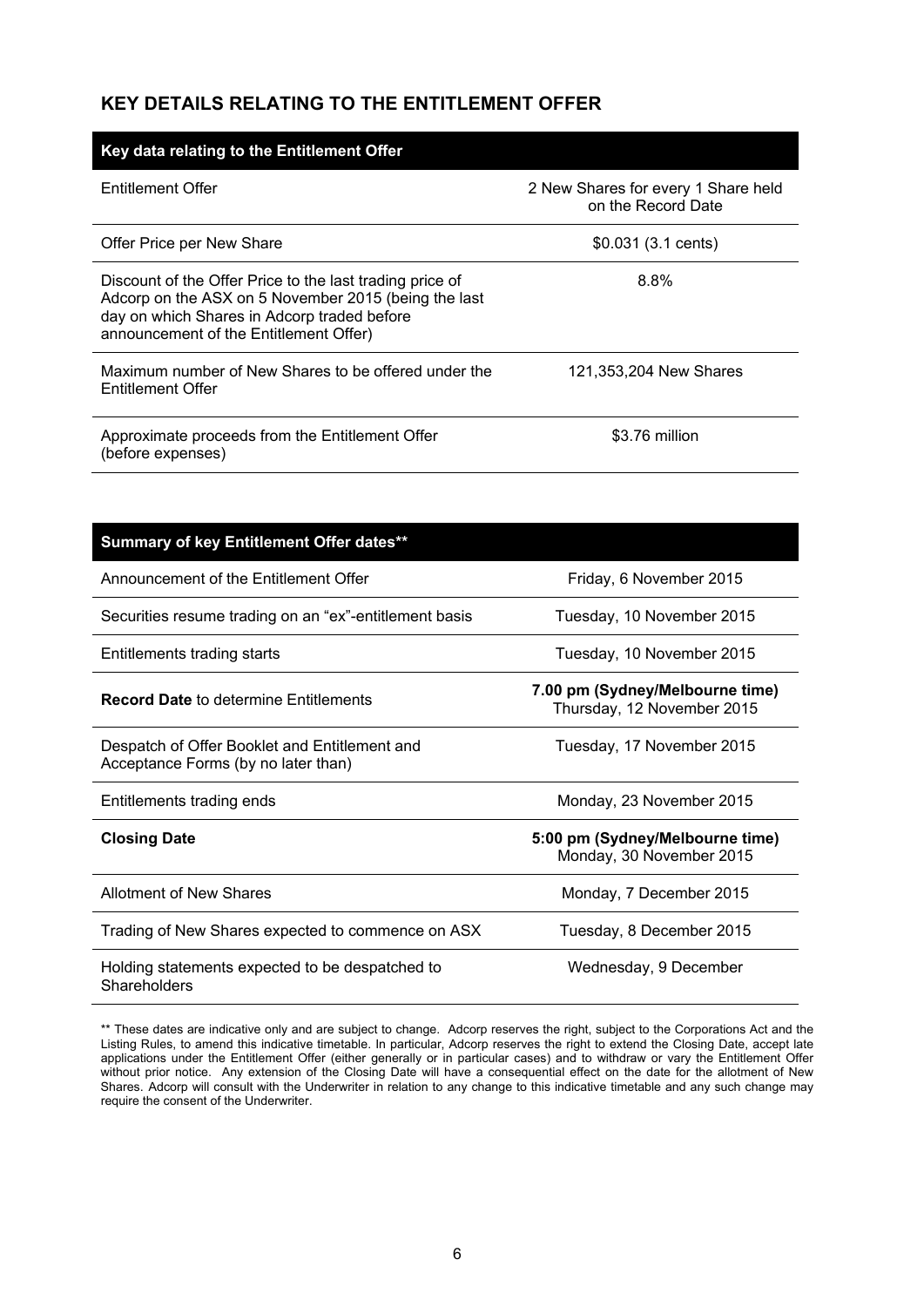## KEY DETAILS RELATING TO THE ENTITLEMENT OFFER

| Key data relating to the Entitlement Offer | |
|---|---|
| Entitlement Offer | 2 New Shares for every 1 Share held on the Record Date |
| Offer Price per New Share | $0.031 (3.1 cents) |
| Discount of the Offer Price to the last trading price of Adcorp on the ASX on 5 November 2015 (being the last day on which Shares in Adcorp traded before announcement of the Entitlement Offer) | 8.8% |
| Maximum number of New Shares to be offered under the Entitlement Offer | 121,353,204 New Shares |
| Approximate proceeds from the Entitlement Offer (before expenses) | $3.76 million |

| Summary of key Entitlement Offer dates** | |
|---|---|
| Announcement of the Entitlement Offer | Friday, 6 November 2015 |
| Securities resume trading on an "ex"-entitlement basis | Tuesday, 10 November 2015 |
| Entitlements trading starts | Tuesday, 10 November 2015 |
| **Record Date** to determine Entitlements | **7.00 pm (Sydney/Melbourne time)** Thursday, 12 November 2015 |
| Despatch of Offer Booklet and Entitlement and Acceptance Forms (by no later than) | Tuesday, 17 November 2015 |
| Entitlements trading ends | Monday, 23 November 2015 |
| **Closing Date** | **5:00 pm (Sydney/Melbourne time)** Monday, 30 November 2015 |
| Allotment of New Shares | Monday, 7 December 2015 |
| Trading of New Shares expected to commence on ASX | Tuesday, 8 December 2015 |
| Holding statements expected to be despatched to Shareholders | Wednesday, 9 December |

** These dates are indicative only and are subject to change. Adcorp reserves the right, subject to the Corporations Act and the Listing Rules, to amend this indicative timetable. In particular, Adcorp reserves the right to extend the Closing Date, accept late applications under the Entitlement Offer (either generally or in particular cases) and to withdraw or vary the Entitlement Offer without prior notice. Any extension of the Closing Date will have a consequential effect on the date for the allotment of New Shares. Adcorp will consult with the Underwriter in relation to any change to this indicative timetable and any such change may require the consent of the Underwriter.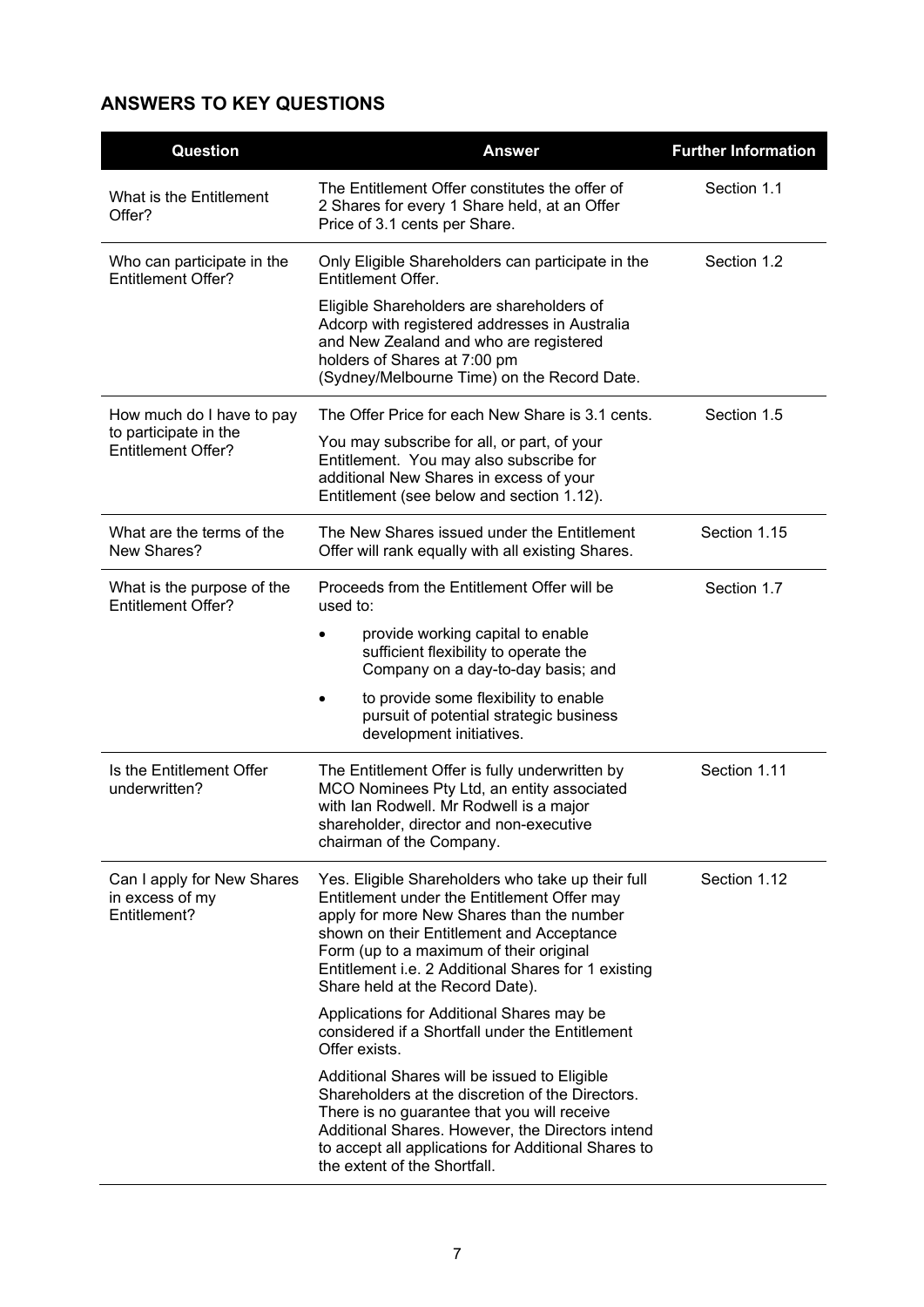## ANSWERS TO KEY QUESTIONS

| Question | Answer | Further Information |
|---|---|---|
| What is the Entitlement Offer? | The Entitlement Offer constitutes the offer of 2 Shares for every 1 Share held, at an Offer Price of 3.1 cents per Share. | Section 1.1 |
| Who can participate in the Entitlement Offer? | Only Eligible Shareholders can participate in the Entitlement Offer.<br><br>Eligible Shareholders are shareholders of Adcorp with registered addresses in Australia and New Zealand and who are registered holders of Shares at 7:00 pm (Sydney/Melbourne Time) on the Record Date. | Section 1.2 |
| How much do I have to pay to participate in the Entitlement Offer? | The Offer Price for each New Share is 3.1 cents.<br><br>You may subscribe for all, or part, of your Entitlement. You may also subscribe for additional New Shares in excess of your Entitlement (see below and section 1.12). | Section 1.5 |
| What are the terms of the New Shares? | The New Shares issued under the Entitlement Offer will rank equally with all existing Shares. | Section 1.15 |
| What is the purpose of the Entitlement Offer? | Proceeds from the Entitlement Offer will be used to:<br><br>• provide working capital to enable sufficient flexibility to operate the Company on a day-to-day basis; and<br><br>• to provide some flexibility to enable pursuit of potential strategic business development initiatives. | Section 1.7 |
| Is the Entitlement Offer underwritten? | The Entitlement Offer is fully underwritten by MCO Nominees Pty Ltd, an entity associated with Ian Rodwell. Mr Rodwell is a major shareholder, director and non-executive chairman of the Company. | Section 1.11 |
| Can I apply for New Shares in excess of my Entitlement? | Yes. Eligible Shareholders who take up their full Entitlement under the Entitlement Offer may apply for more New Shares than the number shown on their Entitlement and Acceptance Form (up to a maximum of their original Entitlement i.e. 2 Additional Shares for 1 existing Share held at the Record Date).<br><br>Applications for Additional Shares may be considered if a Shortfall under the Entitlement Offer exists.<br><br>Additional Shares will be issued to Eligible Shareholders at the discretion of the Directors. There is no guarantee that you will receive Additional Shares. However, the Directors intend to accept all applications for Additional Shares to the extent of the Shortfall. | Section 1.12 |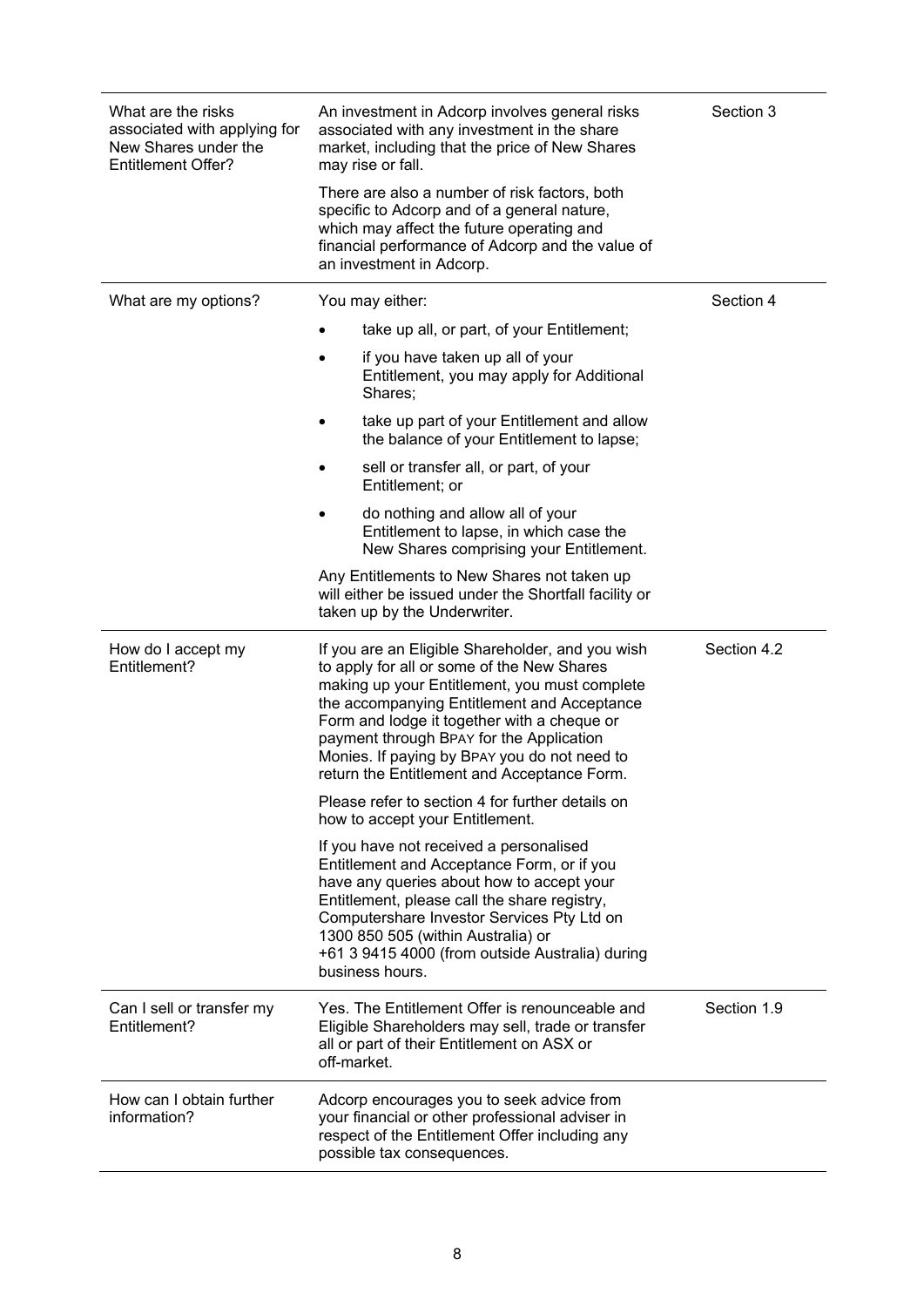| | | |
|---|---|---|
| What are the risks associated with applying for New Shares under the Entitlement Offer? | An investment in Adcorp involves general risks associated with any investment in the share market, including that the price of New Shares may rise or fall.<br><br>There are also a number of risk factors, both specific to Adcorp and of a general nature, which may affect the future operating and financial performance of Adcorp and the value of an investment in Adcorp. | Section 3 |
| What are my options? | You may either:<br><br>• take up all, or part, of your Entitlement;<br>• if you have taken up all of your Entitlement, you may apply for Additional Shares;<br>• take up part of your Entitlement and allow the balance of your Entitlement to lapse;<br>• sell or transfer all, or part, of your Entitlement; or<br>• do nothing and allow all of your Entitlement to lapse, in which case the New Shares comprising your Entitlement.<br><br>Any Entitlements to New Shares not taken up will either be issued under the Shortfall facility or taken up by the Underwriter. | Section 4 |
| How do I accept my Entitlement? | If you are an Eligible Shareholder, and you wish to apply for all or some of the New Shares making up your Entitlement, you must complete the accompanying Entitlement and Acceptance Form and lodge it together with a cheque or payment through BPAY for the Application Monies. If paying by BPAY you do not need to return the Entitlement and Acceptance Form.<br><br>Please refer to section 4 for further details on how to accept your Entitlement.<br><br>If you have not received a personalised Entitlement and Acceptance Form, or if you have any queries about how to accept your Entitlement, please call the share registry, Computershare Investor Services Pty Ltd on 1300 850 505 (within Australia) or +61 3 9415 4000 (from outside Australia) during business hours. | Section 4.2 |
| Can I sell or transfer my Entitlement? | Yes. The Entitlement Offer is renounceable and Eligible Shareholders may sell, trade or transfer all or part of their Entitlement on ASX or off-market. | Section 1.9 |
| How can I obtain further information? | Adcorp encourages you to seek advice from your financial or other professional adviser in respect of the Entitlement Offer including any possible tax consequences. | |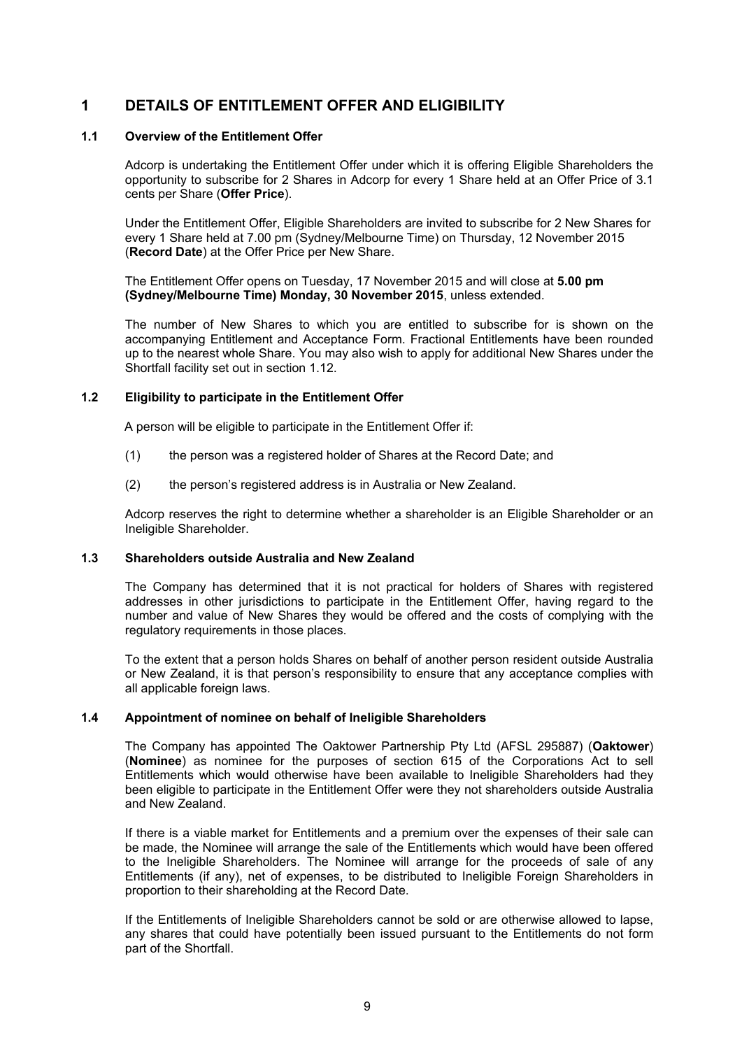# 1 DETAILS OF ENTITLEMENT OFFER AND ELIGIBILITY

## 1.1 Overview of the Entitlement Offer

Adcorp is undertaking the Entitlement Offer under which it is offering Eligible Shareholders the opportunity to subscribe for 2 Shares in Adcorp for every 1 Share held at an Offer Price of 3.1 cents per Share (**Offer Price**).

Under the Entitlement Offer, Eligible Shareholders are invited to subscribe for 2 New Shares for every 1 Share held at 7.00 pm (Sydney/Melbourne Time) on Thursday, 12 November 2015 (**Record Date**) at the Offer Price per New Share.

The Entitlement Offer opens on Tuesday, 17 November 2015 and will close at **5.00 pm (Sydney/Melbourne Time) Monday, 30 November 2015**, unless extended.

The number of New Shares to which you are entitled to subscribe for is shown on the accompanying Entitlement and Acceptance Form. Fractional Entitlements have been rounded up to the nearest whole Share. You may also wish to apply for additional New Shares under the Shortfall facility set out in section 1.12.

## 1.2 Eligibility to participate in the Entitlement Offer

A person will be eligible to participate in the Entitlement Offer if:

(1) the person was a registered holder of Shares at the Record Date; and

(2) the person's registered address is in Australia or New Zealand.

Adcorp reserves the right to determine whether a shareholder is an Eligible Shareholder or an Ineligible Shareholder.

## 1.3 Shareholders outside Australia and New Zealand

The Company has determined that it is not practical for holders of Shares with registered addresses in other jurisdictions to participate in the Entitlement Offer, having regard to the number and value of New Shares they would be offered and the costs of complying with the regulatory requirements in those places.

To the extent that a person holds Shares on behalf of another person resident outside Australia or New Zealand, it is that person's responsibility to ensure that any acceptance complies with all applicable foreign laws.

## 1.4 Appointment of nominee on behalf of Ineligible Shareholders

The Company has appointed The Oaktower Partnership Pty Ltd (AFSL 295887) (**Oaktower**) (**Nominee**) as nominee for the purposes of section 615 of the Corporations Act to sell Entitlements which would otherwise have been available to Ineligible Shareholders had they been eligible to participate in the Entitlement Offer were they not shareholders outside Australia and New Zealand.

If there is a viable market for Entitlements and a premium over the expenses of their sale can be made, the Nominee will arrange the sale of the Entitlements which would have been offered to the Ineligible Shareholders. The Nominee will arrange for the proceeds of sale of any Entitlements (if any), net of expenses, to be distributed to Ineligible Foreign Shareholders in proportion to their shareholding at the Record Date.

If the Entitlements of Ineligible Shareholders cannot be sold or are otherwise allowed to lapse, any shares that could have potentially been issued pursuant to the Entitlements do not form part of the Shortfall.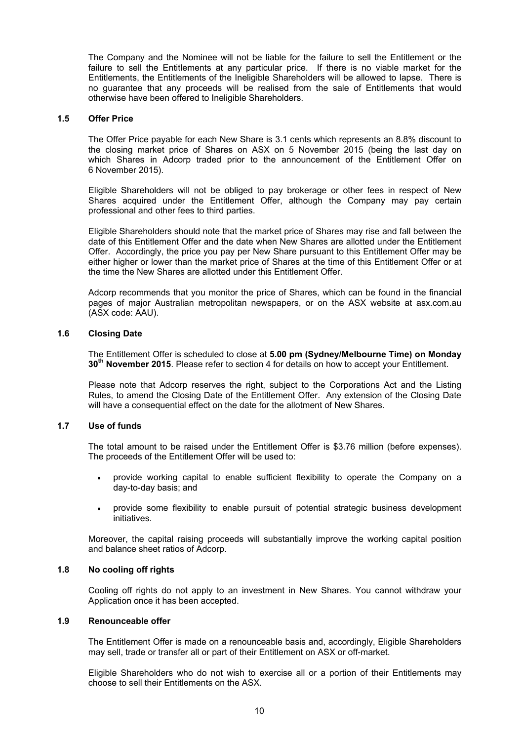The Company and the Nominee will not be liable for the failure to sell the Entitlement or the failure to sell the Entitlements at any particular price. If there is no viable market for the Entitlements, the Entitlements of the Ineligible Shareholders will be allowed to lapse. There is no guarantee that any proceeds will be realised from the sale of Entitlements that would otherwise have been offered to Ineligible Shareholders.

### 1.5 Offer Price

The Offer Price payable for each New Share is 3.1 cents which represents an 8.8% discount to the closing market price of Shares on ASX on 5 November 2015 (being the last day on which Shares in Adcorp traded prior to the announcement of the Entitlement Offer on 6 November 2015).

Eligible Shareholders will not be obliged to pay brokerage or other fees in respect of New Shares acquired under the Entitlement Offer, although the Company may pay certain professional and other fees to third parties.

Eligible Shareholders should note that the market price of Shares may rise and fall between the date of this Entitlement Offer and the date when New Shares are allotted under the Entitlement Offer. Accordingly, the price you pay per New Share pursuant to this Entitlement Offer may be either higher or lower than the market price of Shares at the time of this Entitlement Offer or at the time the New Shares are allotted under this Entitlement Offer.

Adcorp recommends that you monitor the price of Shares, which can be found in the financial pages of major Australian metropolitan newspapers, or on the ASX website at asx.com.au (ASX code: AAU).

### 1.6 Closing Date

The Entitlement Offer is scheduled to close at **5.00 pm (Sydney/Melbourne Time) on Monday 30th November 2015**. Please refer to section 4 for details on how to accept your Entitlement.

Please note that Adcorp reserves the right, subject to the Corporations Act and the Listing Rules, to amend the Closing Date of the Entitlement Offer. Any extension of the Closing Date will have a consequential effect on the date for the allotment of New Shares.

### 1.7 Use of funds

The total amount to be raised under the Entitlement Offer is $3.76 million (before expenses). The proceeds of the Entitlement Offer will be used to:

- provide working capital to enable sufficient flexibility to operate the Company on a day-to-day basis; and
- provide some flexibility to enable pursuit of potential strategic business development initiatives.

Moreover, the capital raising proceeds will substantially improve the working capital position and balance sheet ratios of Adcorp.

### 1.8 No cooling off rights

Cooling off rights do not apply to an investment in New Shares. You cannot withdraw your Application once it has been accepted.

### 1.9 Renounceable offer

The Entitlement Offer is made on a renounceable basis and, accordingly, Eligible Shareholders may sell, trade or transfer all or part of their Entitlement on ASX or off-market.

Eligible Shareholders who do not wish to exercise all or a portion of their Entitlements may choose to sell their Entitlements on the ASX.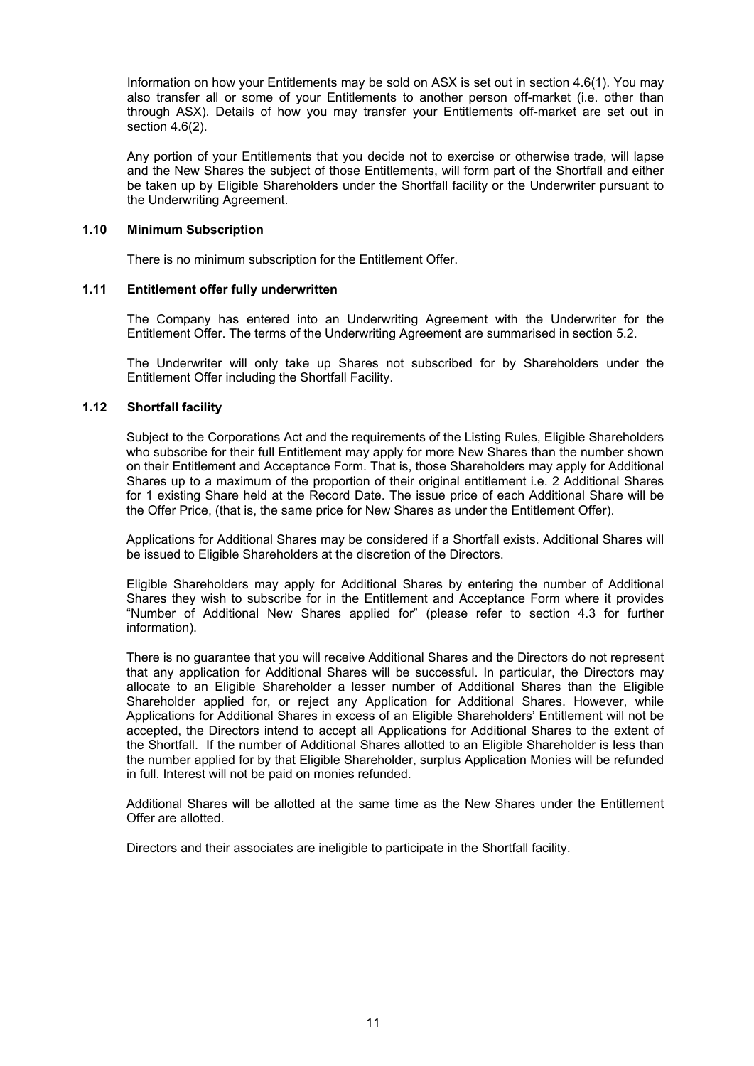Information on how your Entitlements may be sold on ASX is set out in section 4.6(1). You may also transfer all or some of your Entitlements to another person off-market (i.e. other than through ASX). Details of how you may transfer your Entitlements off-market are set out in section 4.6(2).

Any portion of your Entitlements that you decide not to exercise or otherwise trade, will lapse and the New Shares the subject of those Entitlements, will form part of the Shortfall and either be taken up by Eligible Shareholders under the Shortfall facility or the Underwriter pursuant to the Underwriting Agreement.

### 1.10 Minimum Subscription

There is no minimum subscription for the Entitlement Offer.

### 1.11 Entitlement offer fully underwritten

The Company has entered into an Underwriting Agreement with the Underwriter for the Entitlement Offer. The terms of the Underwriting Agreement are summarised in section 5.2.

The Underwriter will only take up Shares not subscribed for by Shareholders under the Entitlement Offer including the Shortfall Facility.

### 1.12 Shortfall facility

Subject to the Corporations Act and the requirements of the Listing Rules, Eligible Shareholders who subscribe for their full Entitlement may apply for more New Shares than the number shown on their Entitlement and Acceptance Form. That is, those Shareholders may apply for Additional Shares up to a maximum of the proportion of their original entitlement i.e. 2 Additional Shares for 1 existing Share held at the Record Date. The issue price of each Additional Share will be the Offer Price, (that is, the same price for New Shares as under the Entitlement Offer).

Applications for Additional Shares may be considered if a Shortfall exists. Additional Shares will be issued to Eligible Shareholders at the discretion of the Directors.

Eligible Shareholders may apply for Additional Shares by entering the number of Additional Shares they wish to subscribe for in the Entitlement and Acceptance Form where it provides "Number of Additional New Shares applied for" (please refer to section 4.3 for further information).

There is no guarantee that you will receive Additional Shares and the Directors do not represent that any application for Additional Shares will be successful. In particular, the Directors may allocate to an Eligible Shareholder a lesser number of Additional Shares than the Eligible Shareholder applied for, or reject any Application for Additional Shares. However, while Applications for Additional Shares in excess of an Eligible Shareholders' Entitlement will not be accepted, the Directors intend to accept all Applications for Additional Shares to the extent of the Shortfall. If the number of Additional Shares allotted to an Eligible Shareholder is less than the number applied for by that Eligible Shareholder, surplus Application Monies will be refunded in full. Interest will not be paid on monies refunded.

Additional Shares will be allotted at the same time as the New Shares under the Entitlement Offer are allotted.

Directors and their associates are ineligible to participate in the Shortfall facility.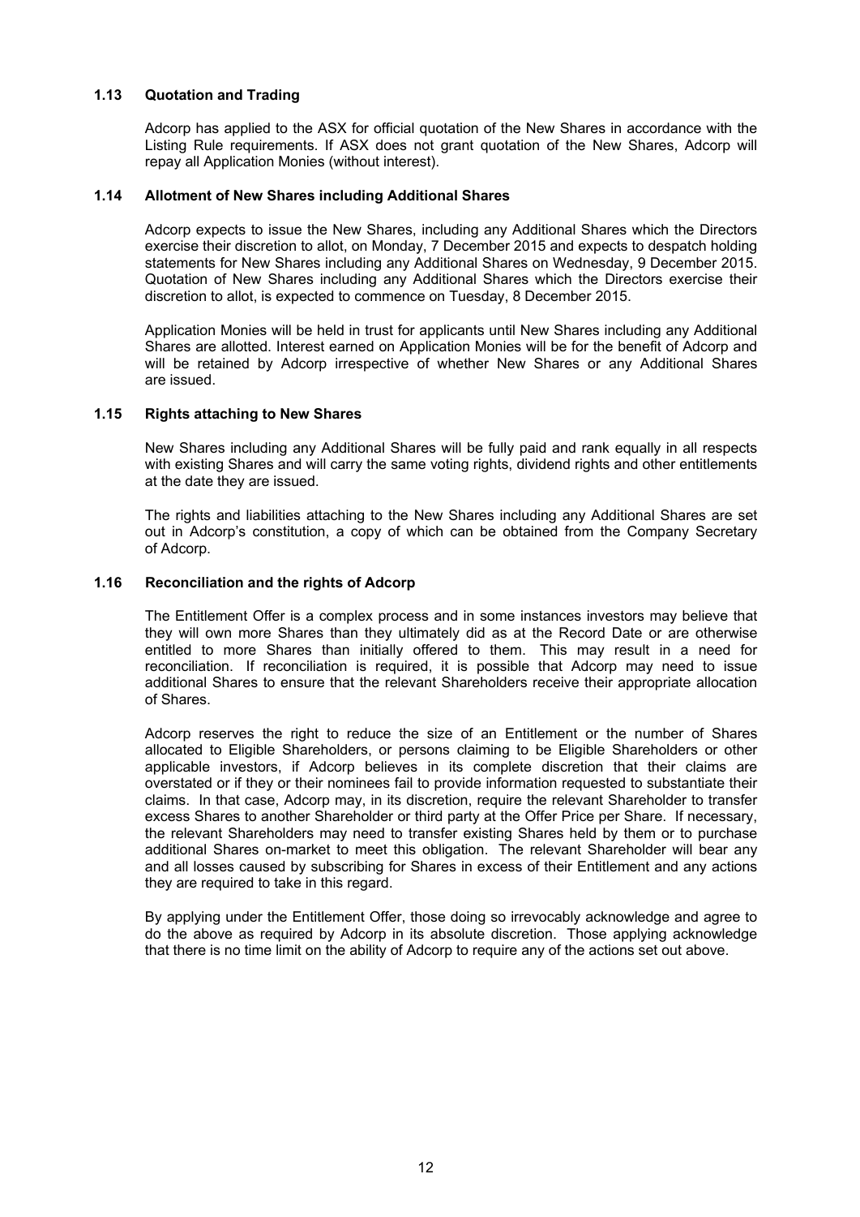### 1.13 Quotation and Trading

Adcorp has applied to the ASX for official quotation of the New Shares in accordance with the Listing Rule requirements. If ASX does not grant quotation of the New Shares, Adcorp will repay all Application Monies (without interest).

### 1.14 Allotment of New Shares including Additional Shares

Adcorp expects to issue the New Shares, including any Additional Shares which the Directors exercise their discretion to allot, on Monday, 7 December 2015 and expects to despatch holding statements for New Shares including any Additional Shares on Wednesday, 9 December 2015. Quotation of New Shares including any Additional Shares which the Directors exercise their discretion to allot, is expected to commence on Tuesday, 8 December 2015.

Application Monies will be held in trust for applicants until New Shares including any Additional Shares are allotted. Interest earned on Application Monies will be for the benefit of Adcorp and will be retained by Adcorp irrespective of whether New Shares or any Additional Shares are issued.

### 1.15 Rights attaching to New Shares

New Shares including any Additional Shares will be fully paid and rank equally in all respects with existing Shares and will carry the same voting rights, dividend rights and other entitlements at the date they are issued.

The rights and liabilities attaching to the New Shares including any Additional Shares are set out in Adcorp's constitution, a copy of which can be obtained from the Company Secretary of Adcorp.

### 1.16 Reconciliation and the rights of Adcorp

The Entitlement Offer is a complex process and in some instances investors may believe that they will own more Shares than they ultimately did as at the Record Date or are otherwise entitled to more Shares than initially offered to them. This may result in a need for reconciliation. If reconciliation is required, it is possible that Adcorp may need to issue additional Shares to ensure that the relevant Shareholders receive their appropriate allocation of Shares.

Adcorp reserves the right to reduce the size of an Entitlement or the number of Shares allocated to Eligible Shareholders, or persons claiming to be Eligible Shareholders or other applicable investors, if Adcorp believes in its complete discretion that their claims are overstated or if they or their nominees fail to provide information requested to substantiate their claims. In that case, Adcorp may, in its discretion, require the relevant Shareholder to transfer excess Shares to another Shareholder or third party at the Offer Price per Share. If necessary, the relevant Shareholders may need to transfer existing Shares held by them or to purchase additional Shares on-market to meet this obligation. The relevant Shareholder will bear any and all losses caused by subscribing for Shares in excess of their Entitlement and any actions they are required to take in this regard.

By applying under the Entitlement Offer, those doing so irrevocably acknowledge and agree to do the above as required by Adcorp in its absolute discretion. Those applying acknowledge that there is no time limit on the ability of Adcorp to require any of the actions set out above.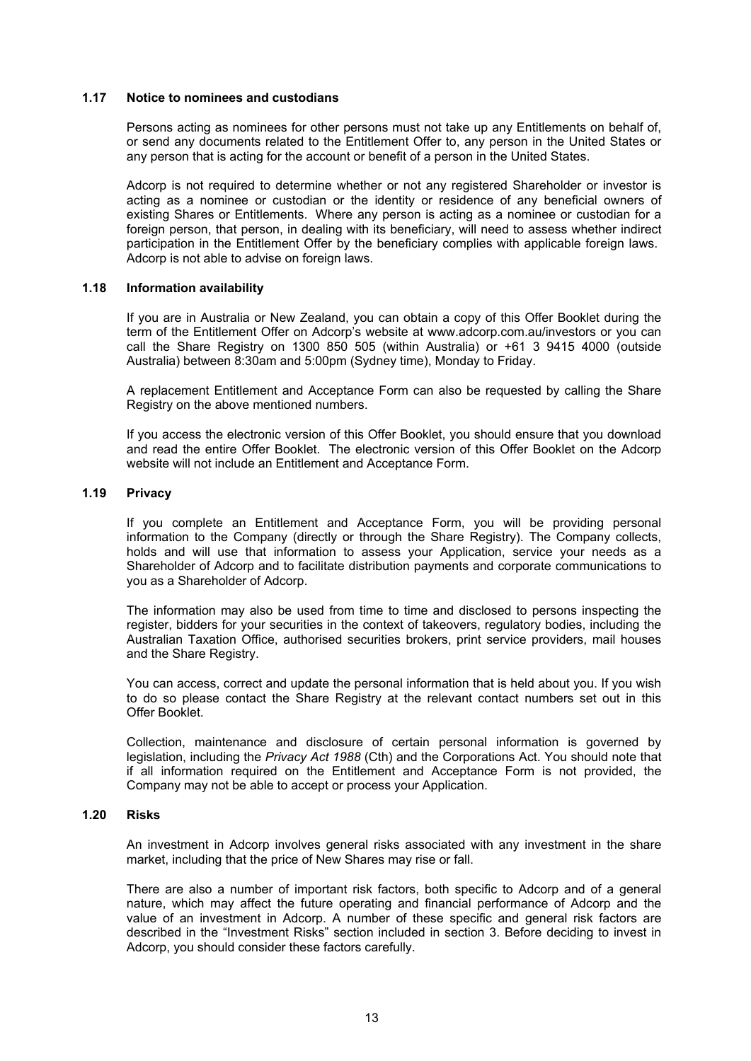### 1.17 Notice to nominees and custodians

Persons acting as nominees for other persons must not take up any Entitlements on behalf of, or send any documents related to the Entitlement Offer to, any person in the United States or any person that is acting for the account or benefit of a person in the United States.

Adcorp is not required to determine whether or not any registered Shareholder or investor is acting as a nominee or custodian or the identity or residence of any beneficial owners of existing Shares or Entitlements. Where any person is acting as a nominee or custodian for a foreign person, that person, in dealing with its beneficiary, will need to assess whether indirect participation in the Entitlement Offer by the beneficiary complies with applicable foreign laws. Adcorp is not able to advise on foreign laws.

### 1.18 Information availability

If you are in Australia or New Zealand, you can obtain a copy of this Offer Booklet during the term of the Entitlement Offer on Adcorp's website at www.adcorp.com.au/investors or you can call the Share Registry on 1300 850 505 (within Australia) or +61 3 9415 4000 (outside Australia) between 8:30am and 5:00pm (Sydney time), Monday to Friday.

A replacement Entitlement and Acceptance Form can also be requested by calling the Share Registry on the above mentioned numbers.

If you access the electronic version of this Offer Booklet, you should ensure that you download and read the entire Offer Booklet. The electronic version of this Offer Booklet on the Adcorp website will not include an Entitlement and Acceptance Form.

### 1.19 Privacy

If you complete an Entitlement and Acceptance Form, you will be providing personal information to the Company (directly or through the Share Registry). The Company collects, holds and will use that information to assess your Application, service your needs as a Shareholder of Adcorp and to facilitate distribution payments and corporate communications to you as a Shareholder of Adcorp.

The information may also be used from time to time and disclosed to persons inspecting the register, bidders for your securities in the context of takeovers, regulatory bodies, including the Australian Taxation Office, authorised securities brokers, print service providers, mail houses and the Share Registry.

You can access, correct and update the personal information that is held about you. If you wish to do so please contact the Share Registry at the relevant contact numbers set out in this Offer Booklet.

Collection, maintenance and disclosure of certain personal information is governed by legislation, including the *Privacy Act 1988* (Cth) and the Corporations Act. You should note that if all information required on the Entitlement and Acceptance Form is not provided, the Company may not be able to accept or process your Application.

### 1.20 Risks

An investment in Adcorp involves general risks associated with any investment in the share market, including that the price of New Shares may rise or fall.

There are also a number of important risk factors, both specific to Adcorp and of a general nature, which may affect the future operating and financial performance of Adcorp and the value of an investment in Adcorp. A number of these specific and general risk factors are described in the "Investment Risks" section included in section 3. Before deciding to invest in Adcorp, you should consider these factors carefully.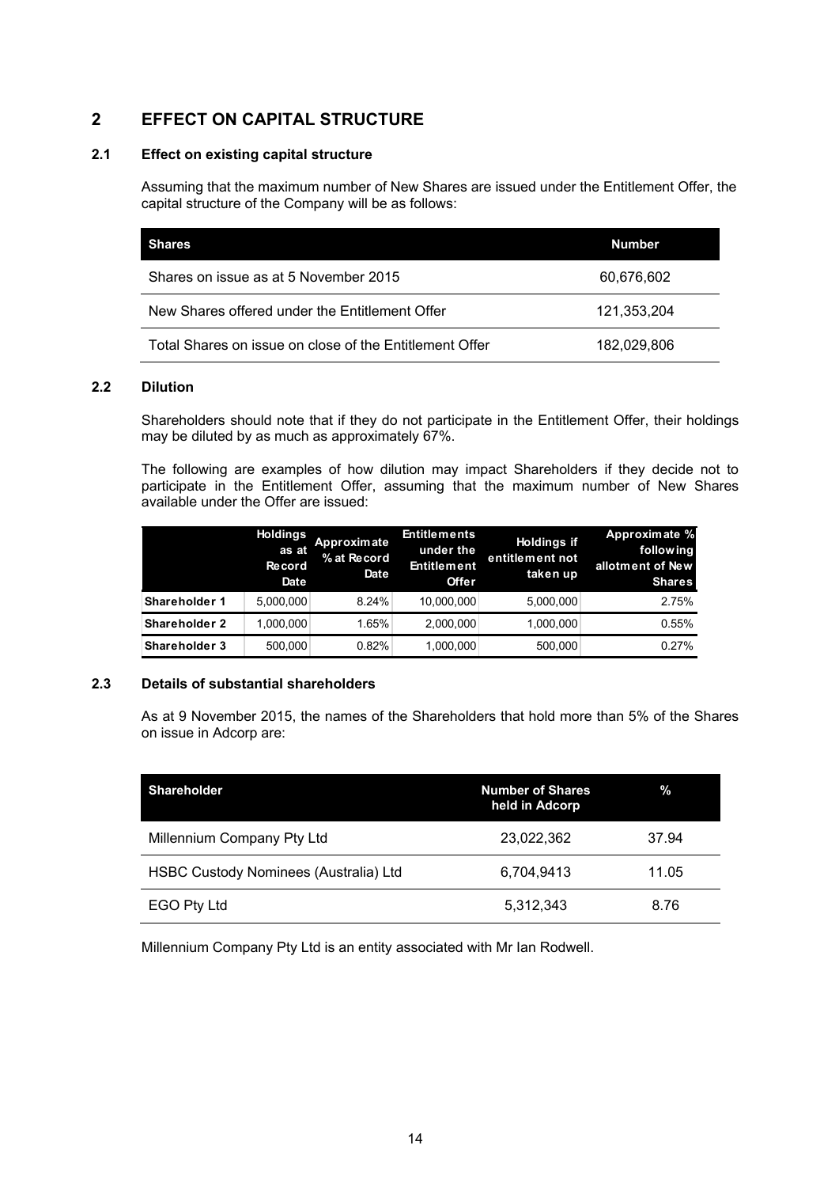## 2 EFFECT ON CAPITAL STRUCTURE

### 2.1 Effect on existing capital structure

Assuming that the maximum number of New Shares are issued under the Entitlement Offer, the capital structure of the Company will be as follows:

| Shares | Number |
|---|---|
| Shares on issue as at 5 November 2015 | 60,676,602 |
| New Shares offered under the Entitlement Offer | 121,353,204 |
| Total Shares on issue on close of the Entitlement Offer | 182,029,806 |

### 2.2 Dilution

Shareholders should note that if they do not participate in the Entitlement Offer, their holdings may be diluted by as much as approximately 67%.

The following are examples of how dilution may impact Shareholders if they decide not to participate in the Entitlement Offer, assuming that the maximum number of New Shares available under the Offer are issued:

| | Holdings as at Record Date | Approximate % at Record Date | Entitlements under the Entitlement Offer | Holdings if entitlement not taken up | Approximate % following allotment of New Shares |
|---|---|---|---|---|---|
| **Shareholder 1** | 5,000,000 | 8.24% | 10,000,000 | 5,000,000 | 2.75% |
| **Shareholder 2** | 1,000,000 | 1.65% | 2,000,000 | 1,000,000 | 0.55% |
| **Shareholder 3** | 500,000 | 0.82% | 1,000,000 | 500,000 | 0.27% |

### 2.3 Details of substantial shareholders

As at 9 November 2015, the names of the Shareholders that hold more than 5% of the Shares on issue in Adcorp are:

| Shareholder | Number of Shares held in Adcorp | % |
|---|---|---|
| Millennium Company Pty Ltd | 23,022,362 | 37.94 |
| HSBC Custody Nominees (Australia) Ltd | 6,704,9413 | 11.05 |
| EGO Pty Ltd | 5,312,343 | 8.76 |

Millennium Company Pty Ltd is an entity associated with Mr Ian Rodwell.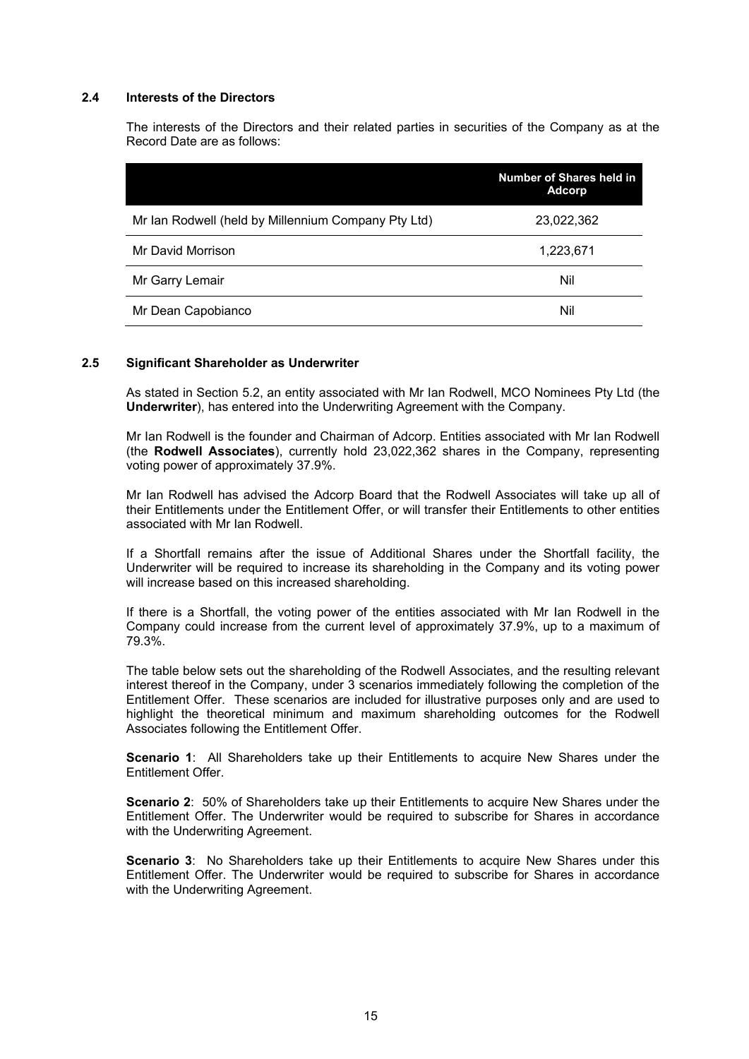### 2.4 Interests of the Directors

The interests of the Directors and their related parties in securities of the Company as at the Record Date are as follows:

| | Number of Shares held in Adcorp |
|---|---|
| Mr Ian Rodwell (held by Millennium Company Pty Ltd) | 23,022,362 |
| Mr David Morrison | 1,223,671 |
| Mr Garry Lemair | Nil |
| Mr Dean Capobianco | Nil |

### 2.5 Significant Shareholder as Underwriter

As stated in Section 5.2, an entity associated with Mr Ian Rodwell, MCO Nominees Pty Ltd (the **Underwriter**), has entered into the Underwriting Agreement with the Company.

Mr Ian Rodwell is the founder and Chairman of Adcorp. Entities associated with Mr Ian Rodwell (the **Rodwell Associates**), currently hold 23,022,362 shares in the Company, representing voting power of approximately 37.9%.

Mr Ian Rodwell has advised the Adcorp Board that the Rodwell Associates will take up all of their Entitlements under the Entitlement Offer, or will transfer their Entitlements to other entities associated with Mr Ian Rodwell.

If a Shortfall remains after the issue of Additional Shares under the Shortfall facility, the Underwriter will be required to increase its shareholding in the Company and its voting power will increase based on this increased shareholding.

If there is a Shortfall, the voting power of the entities associated with Mr Ian Rodwell in the Company could increase from the current level of approximately 37.9%, up to a maximum of 79.3%.

The table below sets out the shareholding of the Rodwell Associates, and the resulting relevant interest thereof in the Company, under 3 scenarios immediately following the completion of the Entitlement Offer. These scenarios are included for illustrative purposes only and are used to highlight the theoretical minimum and maximum shareholding outcomes for the Rodwell Associates following the Entitlement Offer.

**Scenario 1**: All Shareholders take up their Entitlements to acquire New Shares under the Entitlement Offer.

**Scenario 2**: 50% of Shareholders take up their Entitlements to acquire New Shares under the Entitlement Offer. The Underwriter would be required to subscribe for Shares in accordance with the Underwriting Agreement.

**Scenario 3**: No Shareholders take up their Entitlements to acquire New Shares under this Entitlement Offer. The Underwriter would be required to subscribe for Shares in accordance with the Underwriting Agreement.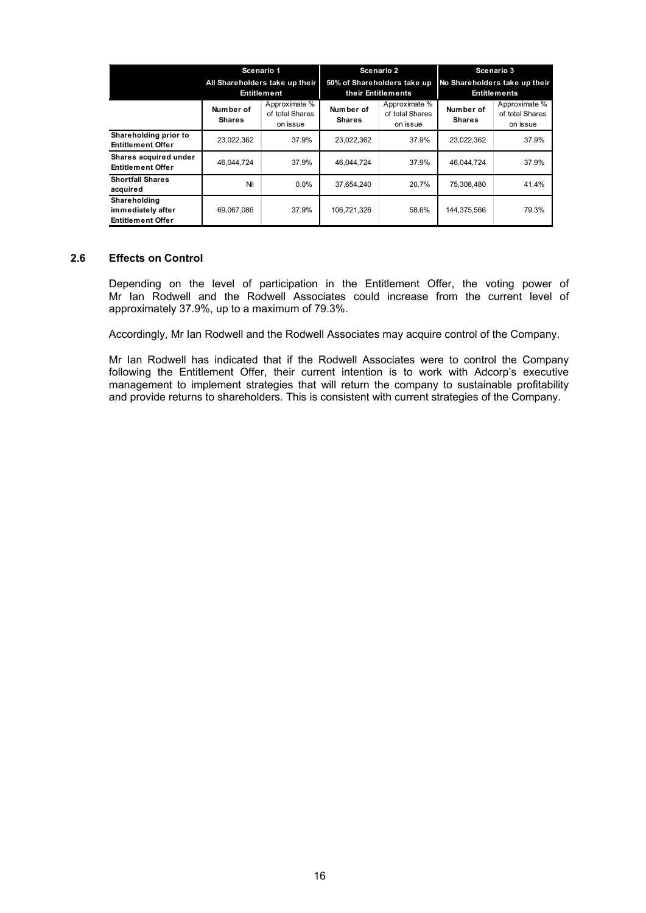| | Scenario 1 All Shareholders take up their Entitlement | | Scenario 2 50% of Shareholders take up their Entitlements | | Scenario 3 No Shareholders take up their Entitlements | |
|---|---|---|---|---|---|---|
| | Number of Shares | Approximate % of total Shares on issue | Number of Shares | Approximate % of total Shares on issue | Number of Shares | Approximate % of total Shares on issue |
| **Shareholding prior to Entitlement Offer** | 23,022,362 | 37.9% | 23,022,362 | 37.9% | 23,022,362 | 37.9% |
| **Shares acquired under Entitlement Offer** | 46,044,724 | 37.9% | 46,044,724 | 37.9% | 46,044,724 | 37.9% |
| **Shortfall Shares acquired** | Nil | 0.0% | 37,654,240 | 20.7% | 75,308,480 | 41.4% |
| **Shareholding immediately after Entitlement Offer** | 69,067,086 | 37.9% | 106,721,326 | 58.6% | 144,375,566 | 79.3% |

## 2.6 Effects on Control

Depending on the level of participation in the Entitlement Offer, the voting power of Mr Ian Rodwell and the Rodwell Associates could increase from the current level of approximately 37.9%, up to a maximum of 79.3%.

Accordingly, Mr Ian Rodwell and the Rodwell Associates may acquire control of the Company.

Mr Ian Rodwell has indicated that if the Rodwell Associates were to control the Company following the Entitlement Offer, their current intention is to work with Adcorp's executive management to implement strategies that will return the company to sustainable profitability and provide returns to shareholders. This is consistent with current strategies of the Company.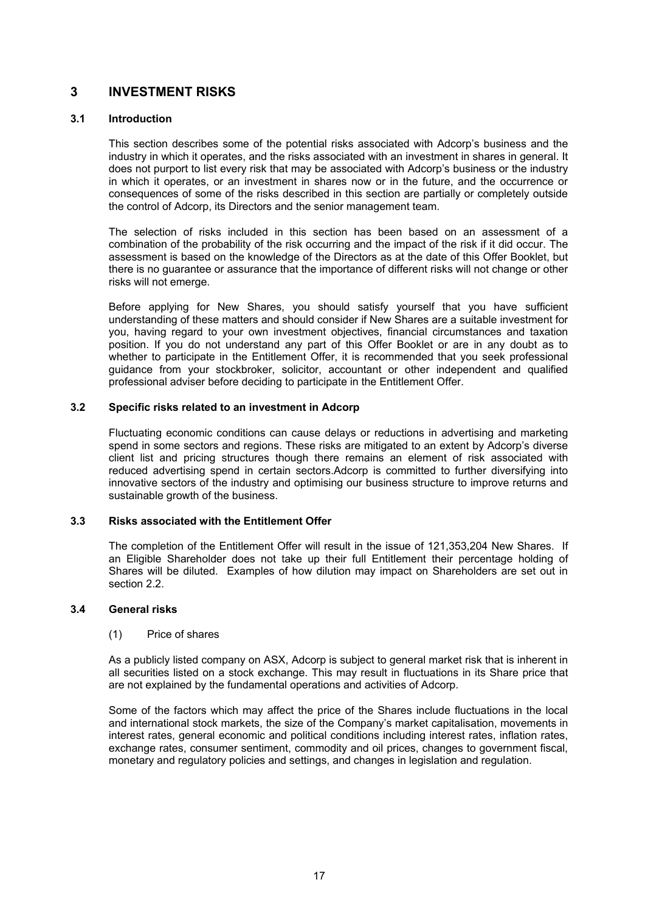# 3 INVESTMENT RISKS

## 3.1 Introduction

This section describes some of the potential risks associated with Adcorp's business and the industry in which it operates, and the risks associated with an investment in shares in general. It does not purport to list every risk that may be associated with Adcorp's business or the industry in which it operates, or an investment in shares now or in the future, and the occurrence or consequences of some of the risks described in this section are partially or completely outside the control of Adcorp, its Directors and the senior management team.

The selection of risks included in this section has been based on an assessment of a combination of the probability of the risk occurring and the impact of the risk if it did occur. The assessment is based on the knowledge of the Directors as at the date of this Offer Booklet, but there is no guarantee or assurance that the importance of different risks will not change or other risks will not emerge.

Before applying for New Shares, you should satisfy yourself that you have sufficient understanding of these matters and should consider if New Shares are a suitable investment for you, having regard to your own investment objectives, financial circumstances and taxation position. If you do not understand any part of this Offer Booklet or are in any doubt as to whether to participate in the Entitlement Offer, it is recommended that you seek professional guidance from your stockbroker, solicitor, accountant or other independent and qualified professional adviser before deciding to participate in the Entitlement Offer.

## 3.2 Specific risks related to an investment in Adcorp

Fluctuating economic conditions can cause delays or reductions in advertising and marketing spend in some sectors and regions. These risks are mitigated to an extent by Adcorp's diverse client list and pricing structures though there remains an element of risk associated with reduced advertising spend in certain sectors.Adcorp is committed to further diversifying into innovative sectors of the industry and optimising our business structure to improve returns and sustainable growth of the business.

## 3.3 Risks associated with the Entitlement Offer

The completion of the Entitlement Offer will result in the issue of 121,353,204 New Shares. If an Eligible Shareholder does not take up their full Entitlement their percentage holding of Shares will be diluted. Examples of how dilution may impact on Shareholders are set out in section 2.2.

## 3.4 General risks

(1) Price of shares

As a publicly listed company on ASX, Adcorp is subject to general market risk that is inherent in all securities listed on a stock exchange. This may result in fluctuations in its Share price that are not explained by the fundamental operations and activities of Adcorp.

Some of the factors which may affect the price of the Shares include fluctuations in the local and international stock markets, the size of the Company's market capitalisation, movements in interest rates, general economic and political conditions including interest rates, inflation rates, exchange rates, consumer sentiment, commodity and oil prices, changes to government fiscal, monetary and regulatory policies and settings, and changes in legislation and regulation.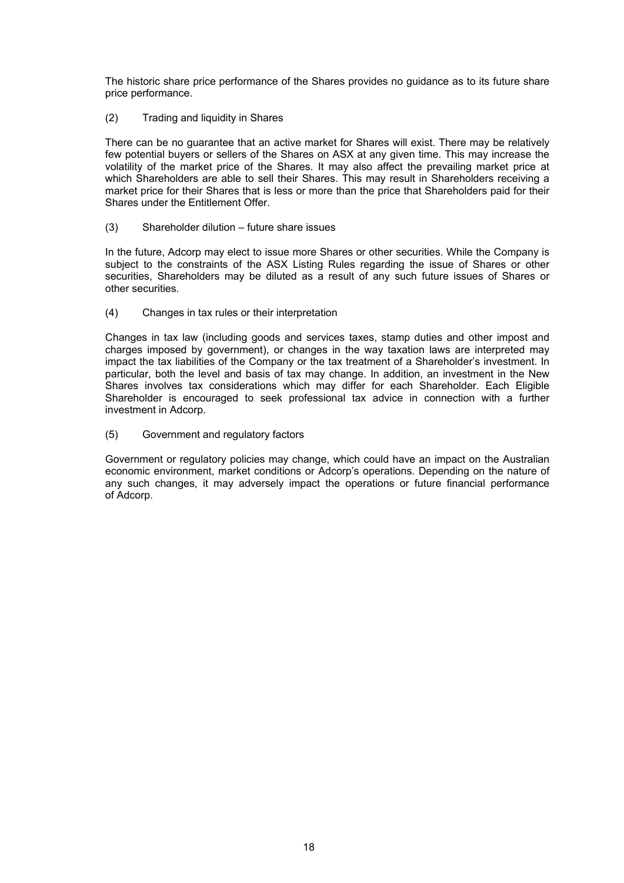The historic share price performance of the Shares provides no guidance as to its future share price performance.

(2) Trading and liquidity in Shares

There can be no guarantee that an active market for Shares will exist. There may be relatively few potential buyers or sellers of the Shares on ASX at any given time. This may increase the volatility of the market price of the Shares. It may also affect the prevailing market price at which Shareholders are able to sell their Shares. This may result in Shareholders receiving a market price for their Shares that is less or more than the price that Shareholders paid for their Shares under the Entitlement Offer.

(3) Shareholder dilution – future share issues

In the future, Adcorp may elect to issue more Shares or other securities. While the Company is subject to the constraints of the ASX Listing Rules regarding the issue of Shares or other securities, Shareholders may be diluted as a result of any such future issues of Shares or other securities.

(4) Changes in tax rules or their interpretation

Changes in tax law (including goods and services taxes, stamp duties and other impost and charges imposed by government), or changes in the way taxation laws are interpreted may impact the tax liabilities of the Company or the tax treatment of a Shareholder's investment. In particular, both the level and basis of tax may change. In addition, an investment in the New Shares involves tax considerations which may differ for each Shareholder. Each Eligible Shareholder is encouraged to seek professional tax advice in connection with a further investment in Adcorp.

(5) Government and regulatory factors

Government or regulatory policies may change, which could have an impact on the Australian economic environment, market conditions or Adcorp's operations. Depending on the nature of any such changes, it may adversely impact the operations or future financial performance of Adcorp.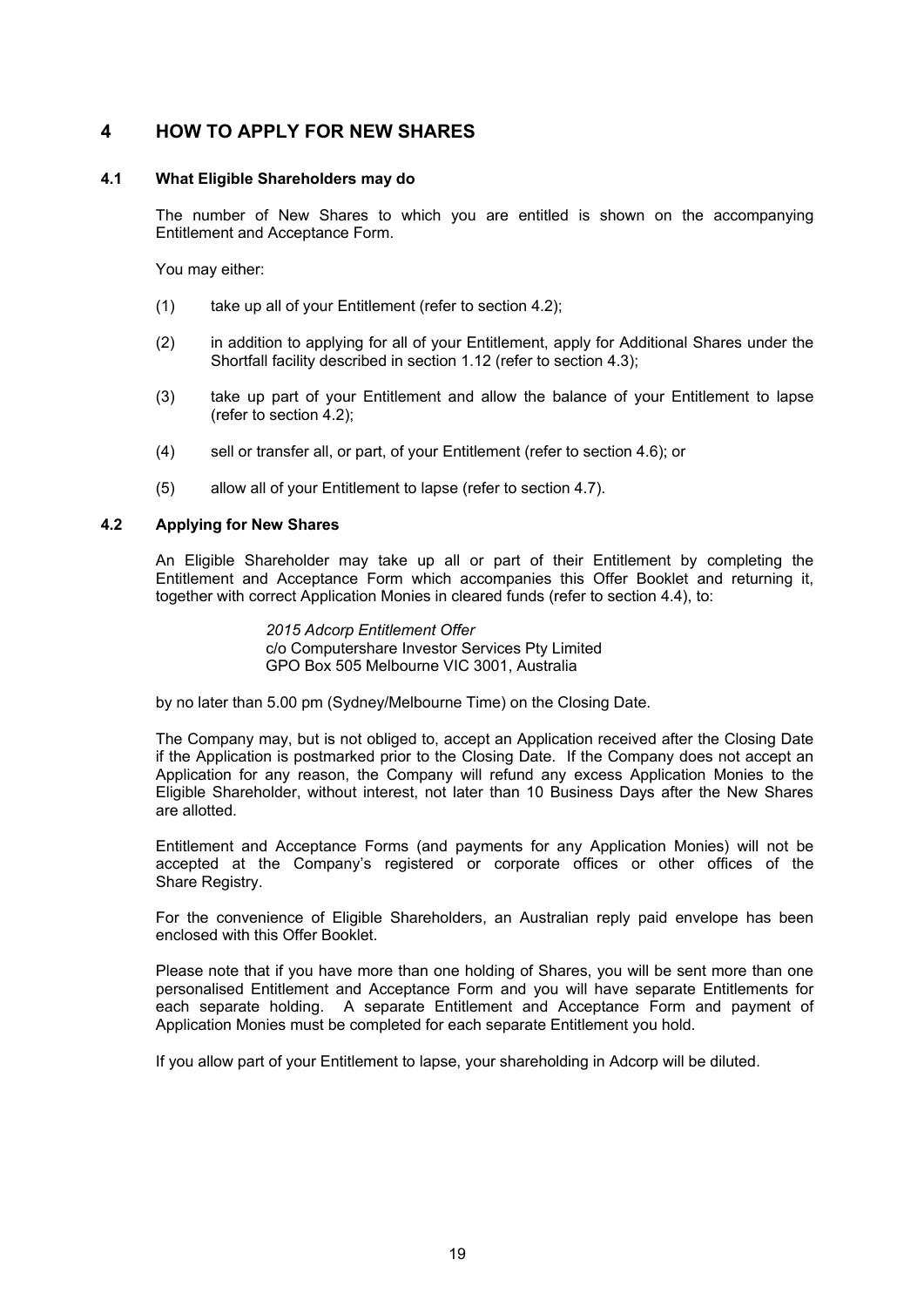# 4 HOW TO APPLY FOR NEW SHARES

## 4.1 What Eligible Shareholders may do

The number of New Shares to which you are entitled is shown on the accompanying Entitlement and Acceptance Form.

You may either:

(1) take up all of your Entitlement (refer to section 4.2);

(2) in addition to applying for all of your Entitlement, apply for Additional Shares under the Shortfall facility described in section 1.12 (refer to section 4.3);

(3) take up part of your Entitlement and allow the balance of your Entitlement to lapse (refer to section 4.2);

(4) sell or transfer all, or part, of your Entitlement (refer to section 4.6); or

(5) allow all of your Entitlement to lapse (refer to section 4.7).

## 4.2 Applying for New Shares

An Eligible Shareholder may take up all or part of their Entitlement by completing the Entitlement and Acceptance Form which accompanies this Offer Booklet and returning it, together with correct Application Monies in cleared funds (refer to section 4.4), to:

*2015 Adcorp Entitlement Offer*
c/o Computershare Investor Services Pty Limited
GPO Box 505 Melbourne VIC 3001, Australia

by no later than 5.00 pm (Sydney/Melbourne Time) on the Closing Date.

The Company may, but is not obliged to, accept an Application received after the Closing Date if the Application is postmarked prior to the Closing Date. If the Company does not accept an Application for any reason, the Company will refund any excess Application Monies to the Eligible Shareholder, without interest, not later than 10 Business Days after the New Shares are allotted.

Entitlement and Acceptance Forms (and payments for any Application Monies) will not be accepted at the Company's registered or corporate offices or other offices of the Share Registry.

For the convenience of Eligible Shareholders, an Australian reply paid envelope has been enclosed with this Offer Booklet.

Please note that if you have more than one holding of Shares, you will be sent more than one personalised Entitlement and Acceptance Form and you will have separate Entitlements for each separate holding. A separate Entitlement and Acceptance Form and payment of Application Monies must be completed for each separate Entitlement you hold.

If you allow part of your Entitlement to lapse, your shareholding in Adcorp will be diluted.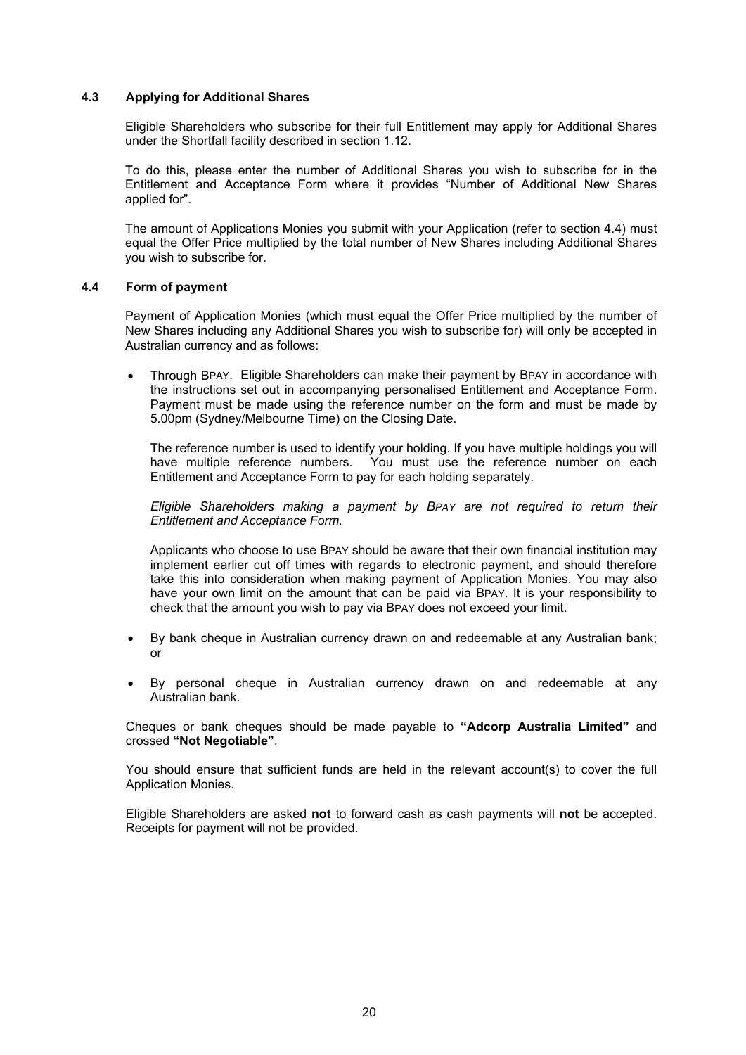### 4.3 Applying for Additional Shares

Eligible Shareholders who subscribe for their full Entitlement may apply for Additional Shares under the Shortfall facility described in section 1.12.

To do this, please enter the number of Additional Shares you wish to subscribe for in the Entitlement and Acceptance Form where it provides "Number of Additional New Shares applied for".

The amount of Applications Monies you submit with your Application (refer to section 4.4) must equal the Offer Price multiplied by the total number of New Shares including Additional Shares you wish to subscribe for.

### 4.4 Form of payment

Payment of Application Monies (which must equal the Offer Price multiplied by the number of New Shares including any Additional Shares you wish to subscribe for) will only be accepted in Australian currency and as follows:

- Through BPAY. Eligible Shareholders can make their payment by BPAY in accordance with the instructions set out in accompanying personalised Entitlement and Acceptance Form. Payment must be made using the reference number on the form and must be made by 5.00pm (Sydney/Melbourne Time) on the Closing Date.

  The reference number is used to identify your holding. If you have multiple holdings you will have multiple reference numbers. You must use the reference number on each Entitlement and Acceptance Form to pay for each holding separately.

  *Eligible Shareholders making a payment by BPAY are not required to return their Entitlement and Acceptance Form.*

  Applicants who choose to use BPAY should be aware that their own financial institution may implement earlier cut off times with regards to electronic payment, and should therefore take this into consideration when making payment of Application Monies. You may also have your own limit on the amount that can be paid via BPAY. It is your responsibility to check that the amount you wish to pay via BPAY does not exceed your limit.

- By bank cheque in Australian currency drawn on and redeemable at any Australian bank; or

- By personal cheque in Australian currency drawn on and redeemable at any Australian bank.

Cheques or bank cheques should be made payable to **"Adcorp Australia Limited"** and crossed **"Not Negotiable"**.

You should ensure that sufficient funds are held in the relevant account(s) to cover the full Application Monies.

Eligible Shareholders are asked **not** to forward cash as cash payments will **not** be accepted. Receipts for payment will not be provided.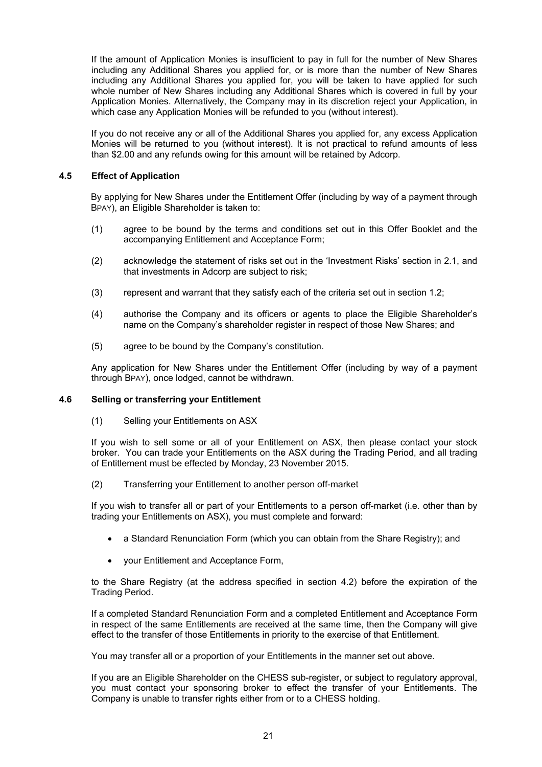If the amount of Application Monies is insufficient to pay in full for the number of New Shares including any Additional Shares you applied for, or is more than the number of New Shares including any Additional Shares you applied for, you will be taken to have applied for such whole number of New Shares including any Additional Shares which is covered in full by your Application Monies. Alternatively, the Company may in its discretion reject your Application, in which case any Application Monies will be refunded to you (without interest).

If you do not receive any or all of the Additional Shares you applied for, any excess Application Monies will be returned to you (without interest). It is not practical to refund amounts of less than $2.00 and any refunds owing for this amount will be retained by Adcorp.

### 4.5 Effect of Application

By applying for New Shares under the Entitlement Offer (including by way of a payment through BPAY), an Eligible Shareholder is taken to:

(1) agree to be bound by the terms and conditions set out in this Offer Booklet and the accompanying Entitlement and Acceptance Form;

(2) acknowledge the statement of risks set out in the 'Investment Risks' section in 2.1, and that investments in Adcorp are subject to risk;

(3) represent and warrant that they satisfy each of the criteria set out in section 1.2;

(4) authorise the Company and its officers or agents to place the Eligible Shareholder's name on the Company's shareholder register in respect of those New Shares; and

(5) agree to be bound by the Company's constitution.

Any application for New Shares under the Entitlement Offer (including by way of a payment through BPAY), once lodged, cannot be withdrawn.

### 4.6 Selling or transferring your Entitlement

(1) Selling your Entitlements on ASX

If you wish to sell some or all of your Entitlement on ASX, then please contact your stock broker. You can trade your Entitlements on the ASX during the Trading Period, and all trading of Entitlement must be effected by Monday, 23 November 2015.

(2) Transferring your Entitlement to another person off-market

If you wish to transfer all or part of your Entitlements to a person off-market (i.e. other than by trading your Entitlements on ASX), you must complete and forward:

- a Standard Renunciation Form (which you can obtain from the Share Registry); and
- your Entitlement and Acceptance Form,

to the Share Registry (at the address specified in section 4.2) before the expiration of the Trading Period.

If a completed Standard Renunciation Form and a completed Entitlement and Acceptance Form in respect of the same Entitlements are received at the same time, then the Company will give effect to the transfer of those Entitlements in priority to the exercise of that Entitlement.

You may transfer all or a proportion of your Entitlements in the manner set out above.

If you are an Eligible Shareholder on the CHESS sub-register, or subject to regulatory approval, you must contact your sponsoring broker to effect the transfer of your Entitlements. The Company is unable to transfer rights either from or to a CHESS holding.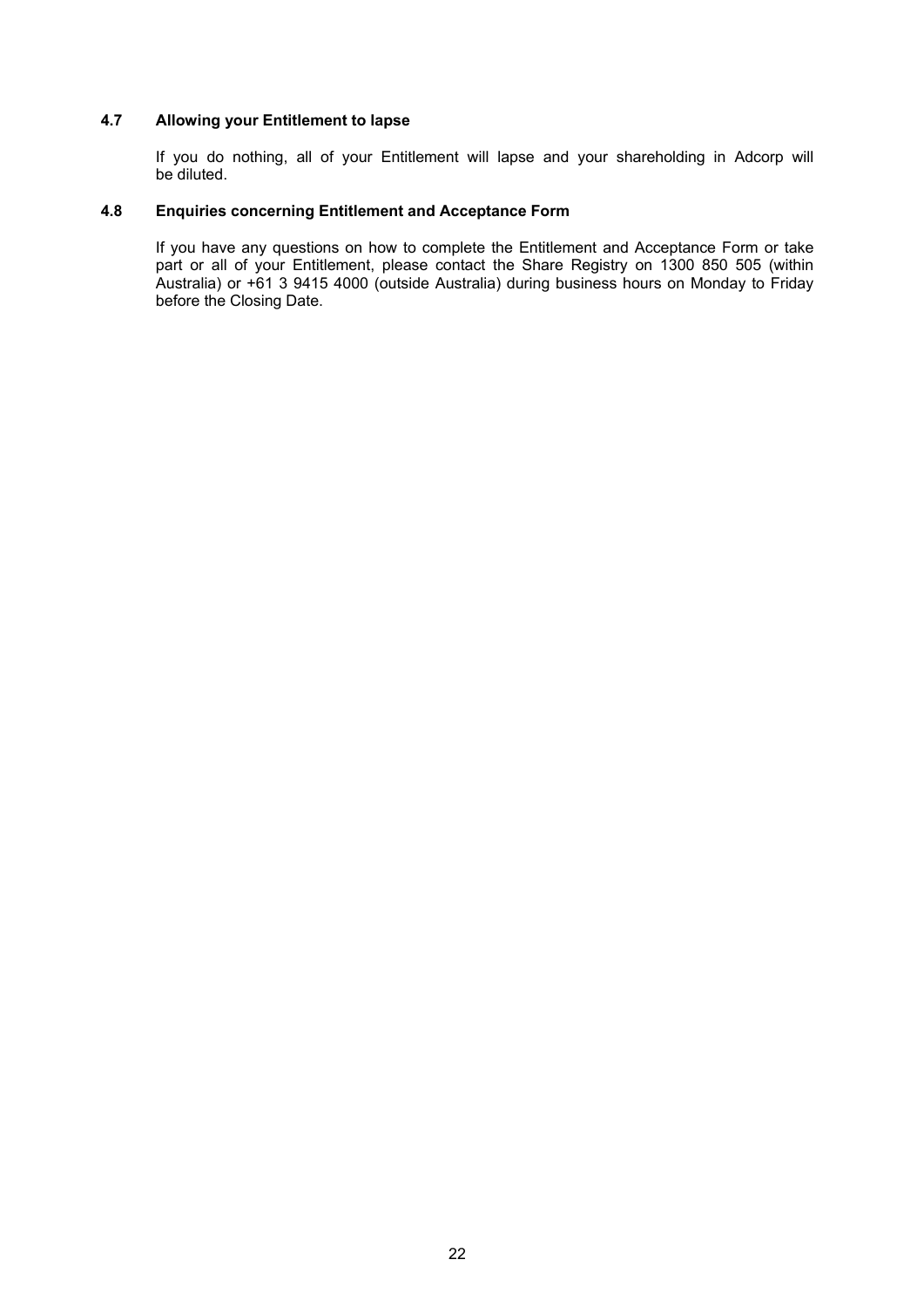### 4.7 Allowing your Entitlement to lapse

If you do nothing, all of your Entitlement will lapse and your shareholding in Adcorp will be diluted.

### 4.8 Enquiries concerning Entitlement and Acceptance Form

If you have any questions on how to complete the Entitlement and Acceptance Form or take part or all of your Entitlement, please contact the Share Registry on 1300 850 505 (within Australia) or +61 3 9415 4000 (outside Australia) during business hours on Monday to Friday before the Closing Date.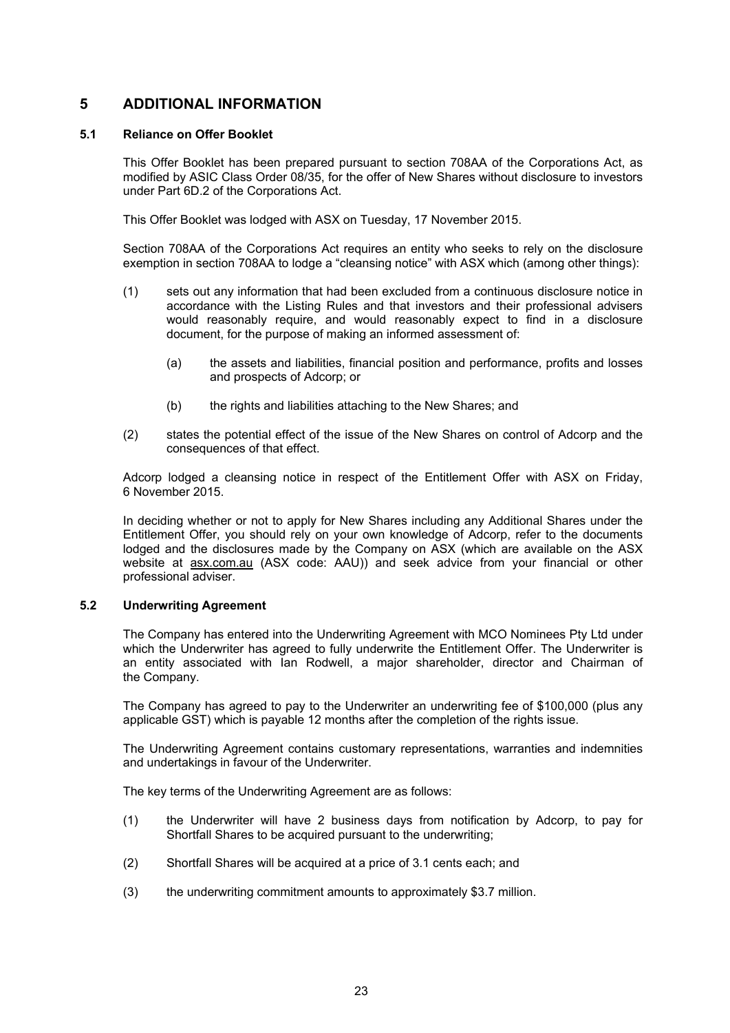# 5 ADDITIONAL INFORMATION

## 5.1 Reliance on Offer Booklet

This Offer Booklet has been prepared pursuant to section 708AA of the Corporations Act, as modified by ASIC Class Order 08/35, for the offer of New Shares without disclosure to investors under Part 6D.2 of the Corporations Act.

This Offer Booklet was lodged with ASX on Tuesday, 17 November 2015.

Section 708AA of the Corporations Act requires an entity who seeks to rely on the disclosure exemption in section 708AA to lodge a "cleansing notice" with ASX which (among other things):

(1) sets out any information that had been excluded from a continuous disclosure notice in accordance with the Listing Rules and that investors and their professional advisers would reasonably require, and would reasonably expect to find in a disclosure document, for the purpose of making an informed assessment of:

   (a) the assets and liabilities, financial position and performance, profits and losses and prospects of Adcorp; or

   (b) the rights and liabilities attaching to the New Shares; and

(2) states the potential effect of the issue of the New Shares on control of Adcorp and the consequences of that effect.

Adcorp lodged a cleansing notice in respect of the Entitlement Offer with ASX on Friday, 6 November 2015.

In deciding whether or not to apply for New Shares including any Additional Shares under the Entitlement Offer, you should rely on your own knowledge of Adcorp, refer to the documents lodged and the disclosures made by the Company on ASX (which are available on the ASX website at asx.com.au (ASX code: AAU)) and seek advice from your financial or other professional adviser.

## 5.2 Underwriting Agreement

The Company has entered into the Underwriting Agreement with MCO Nominees Pty Ltd under which the Underwriter has agreed to fully underwrite the Entitlement Offer. The Underwriter is an entity associated with Ian Rodwell, a major shareholder, director and Chairman of the Company.

The Company has agreed to pay to the Underwriter an underwriting fee of $100,000 (plus any applicable GST) which is payable 12 months after the completion of the rights issue.

The Underwriting Agreement contains customary representations, warranties and indemnities and undertakings in favour of the Underwriter.

The key terms of the Underwriting Agreement are as follows:

(1) the Underwriter will have 2 business days from notification by Adcorp, to pay for Shortfall Shares to be acquired pursuant to the underwriting;

(2) Shortfall Shares will be acquired at a price of 3.1 cents each; and

(3) the underwriting commitment amounts to approximately $3.7 million.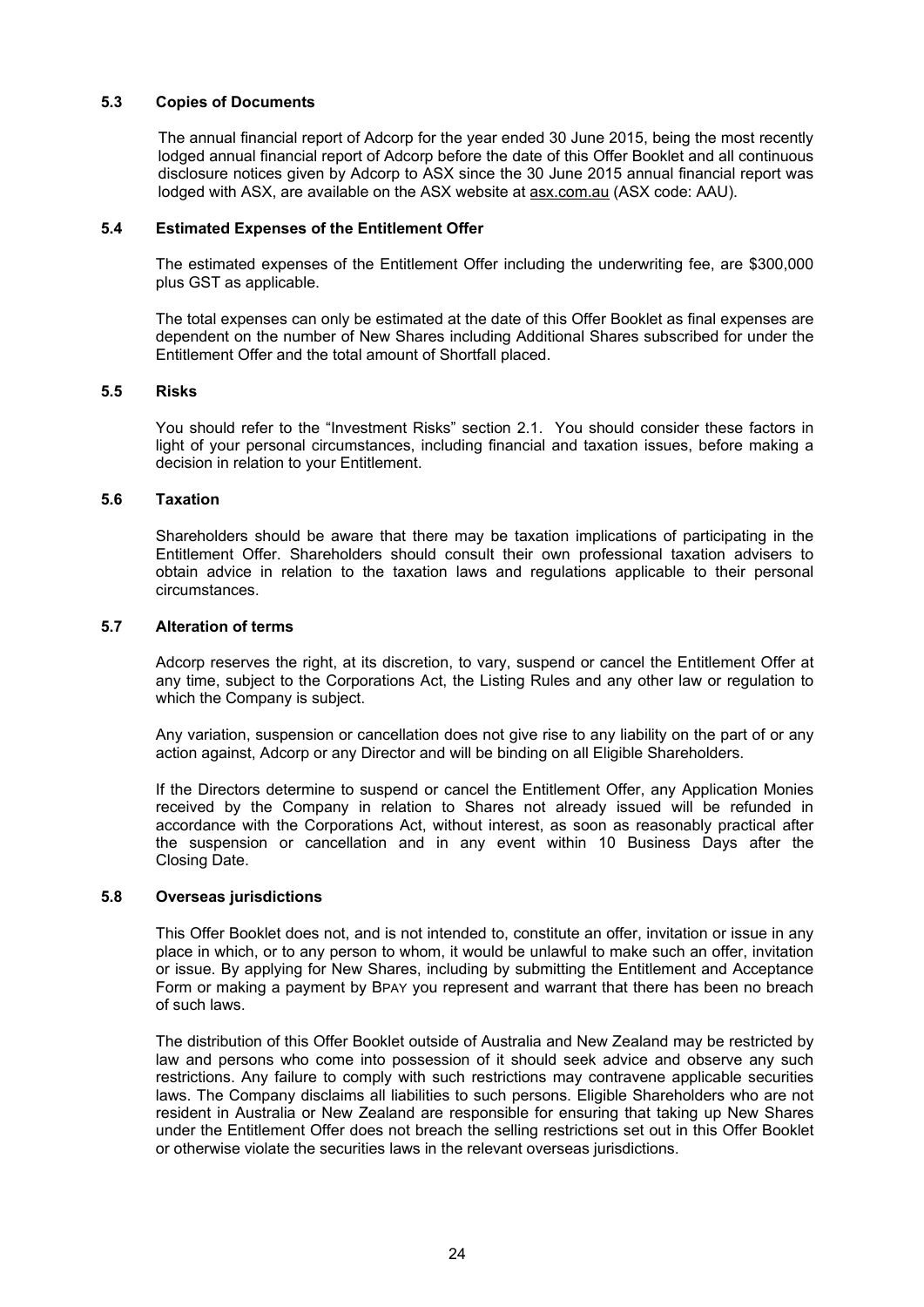### 5.3 Copies of Documents

The annual financial report of Adcorp for the year ended 30 June 2015, being the most recently lodged annual financial report of Adcorp before the date of this Offer Booklet and all continuous disclosure notices given by Adcorp to ASX since the 30 June 2015 annual financial report was lodged with ASX, are available on the ASX website at asx.com.au (ASX code: AAU).

### 5.4 Estimated Expenses of the Entitlement Offer

The estimated expenses of the Entitlement Offer including the underwriting fee, are $300,000 plus GST as applicable.

The total expenses can only be estimated at the date of this Offer Booklet as final expenses are dependent on the number of New Shares including Additional Shares subscribed for under the Entitlement Offer and the total amount of Shortfall placed.

### 5.5 Risks

You should refer to the "Investment Risks" section 2.1. You should consider these factors in light of your personal circumstances, including financial and taxation issues, before making a decision in relation to your Entitlement.

### 5.6 Taxation

Shareholders should be aware that there may be taxation implications of participating in the Entitlement Offer. Shareholders should consult their own professional taxation advisers to obtain advice in relation to the taxation laws and regulations applicable to their personal circumstances.

### 5.7 Alteration of terms

Adcorp reserves the right, at its discretion, to vary, suspend or cancel the Entitlement Offer at any time, subject to the Corporations Act, the Listing Rules and any other law or regulation to which the Company is subject.

Any variation, suspension or cancellation does not give rise to any liability on the part of or any action against, Adcorp or any Director and will be binding on all Eligible Shareholders.

If the Directors determine to suspend or cancel the Entitlement Offer, any Application Monies received by the Company in relation to Shares not already issued will be refunded in accordance with the Corporations Act, without interest, as soon as reasonably practical after the suspension or cancellation and in any event within 10 Business Days after the Closing Date.

### 5.8 Overseas jurisdictions

This Offer Booklet does not, and is not intended to, constitute an offer, invitation or issue in any place in which, or to any person to whom, it would be unlawful to make such an offer, invitation or issue. By applying for New Shares, including by submitting the Entitlement and Acceptance Form or making a payment by BPAY you represent and warrant that there has been no breach of such laws.

The distribution of this Offer Booklet outside of Australia and New Zealand may be restricted by law and persons who come into possession of it should seek advice and observe any such restrictions. Any failure to comply with such restrictions may contravene applicable securities laws. The Company disclaims all liabilities to such persons. Eligible Shareholders who are not resident in Australia or New Zealand are responsible for ensuring that taking up New Shares under the Entitlement Offer does not breach the selling restrictions set out in this Offer Booklet or otherwise violate the securities laws in the relevant overseas jurisdictions.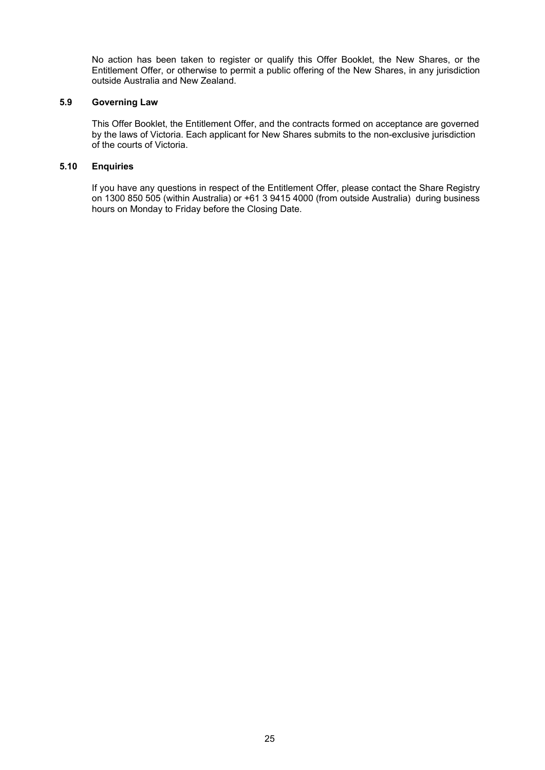No action has been taken to register or qualify this Offer Booklet, the New Shares, or the Entitlement Offer, or otherwise to permit a public offering of the New Shares, in any jurisdiction outside Australia and New Zealand.

### 5.9 Governing Law

This Offer Booklet, the Entitlement Offer, and the contracts formed on acceptance are governed by the laws of Victoria. Each applicant for New Shares submits to the non-exclusive jurisdiction of the courts of Victoria.

### 5.10 Enquiries

If you have any questions in respect of the Entitlement Offer, please contact the Share Registry on 1300 850 505 (within Australia) or +61 3 9415 4000 (from outside Australia) during business hours on Monday to Friday before the Closing Date.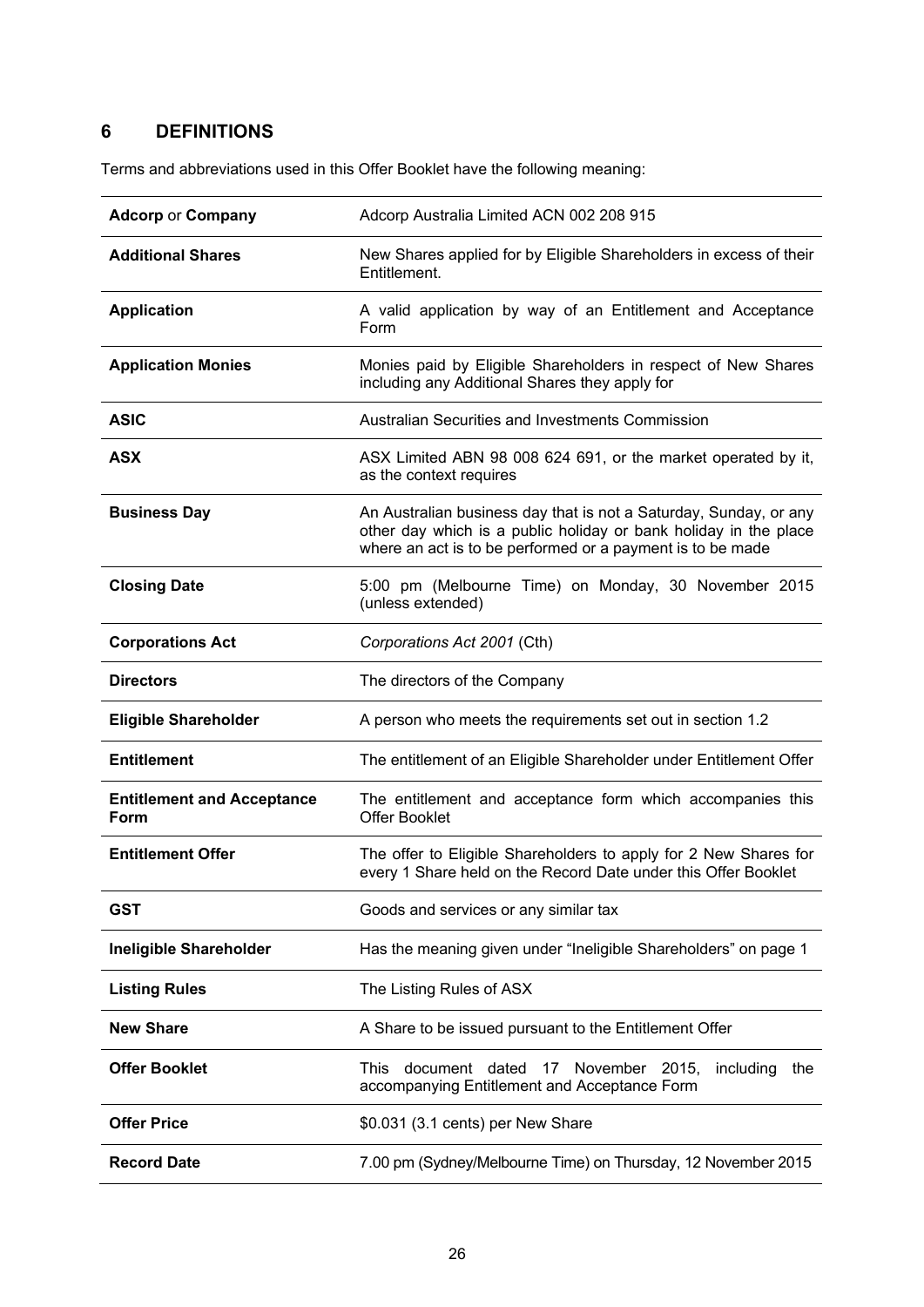## 6 DEFINITIONS

Terms and abbreviations used in this Offer Booklet have the following meaning:

| Term | Meaning |
|---|---|
| **Adcorp** or **Company** | Adcorp Australia Limited ACN 002 208 915 |
| **Additional Shares** | New Shares applied for by Eligible Shareholders in excess of their Entitlement. |
| **Application** | A valid application by way of an Entitlement and Acceptance Form |
| **Application Monies** | Monies paid by Eligible Shareholders in respect of New Shares including any Additional Shares they apply for |
| **ASIC** | Australian Securities and Investments Commission |
| **ASX** | ASX Limited ABN 98 008 624 691, or the market operated by it, as the context requires |
| **Business Day** | An Australian business day that is not a Saturday, Sunday, or any other day which is a public holiday or bank holiday in the place where an act is to be performed or a payment is to be made |
| **Closing Date** | 5:00 pm (Melbourne Time) on Monday, 30 November 2015 (unless extended) |
| **Corporations Act** | *Corporations Act 2001* (Cth) |
| **Directors** | The directors of the Company |
| **Eligible Shareholder** | A person who meets the requirements set out in section 1.2 |
| **Entitlement** | The entitlement of an Eligible Shareholder under Entitlement Offer |
| **Entitlement and Acceptance Form** | The entitlement and acceptance form which accompanies this Offer Booklet |
| **Entitlement Offer** | The offer to Eligible Shareholders to apply for 2 New Shares for every 1 Share held on the Record Date under this Offer Booklet |
| **GST** | Goods and services or any similar tax |
| **Ineligible Shareholder** | Has the meaning given under "Ineligible Shareholders" on page 1 |
| **Listing Rules** | The Listing Rules of ASX |
| **New Share** | A Share to be issued pursuant to the Entitlement Offer |
| **Offer Booklet** | This document dated 17 November 2015, including the accompanying Entitlement and Acceptance Form |
| **Offer Price** | \$0.031 (3.1 cents) per New Share |
| **Record Date** | 7.00 pm (Sydney/Melbourne Time) on Thursday, 12 November 2015 |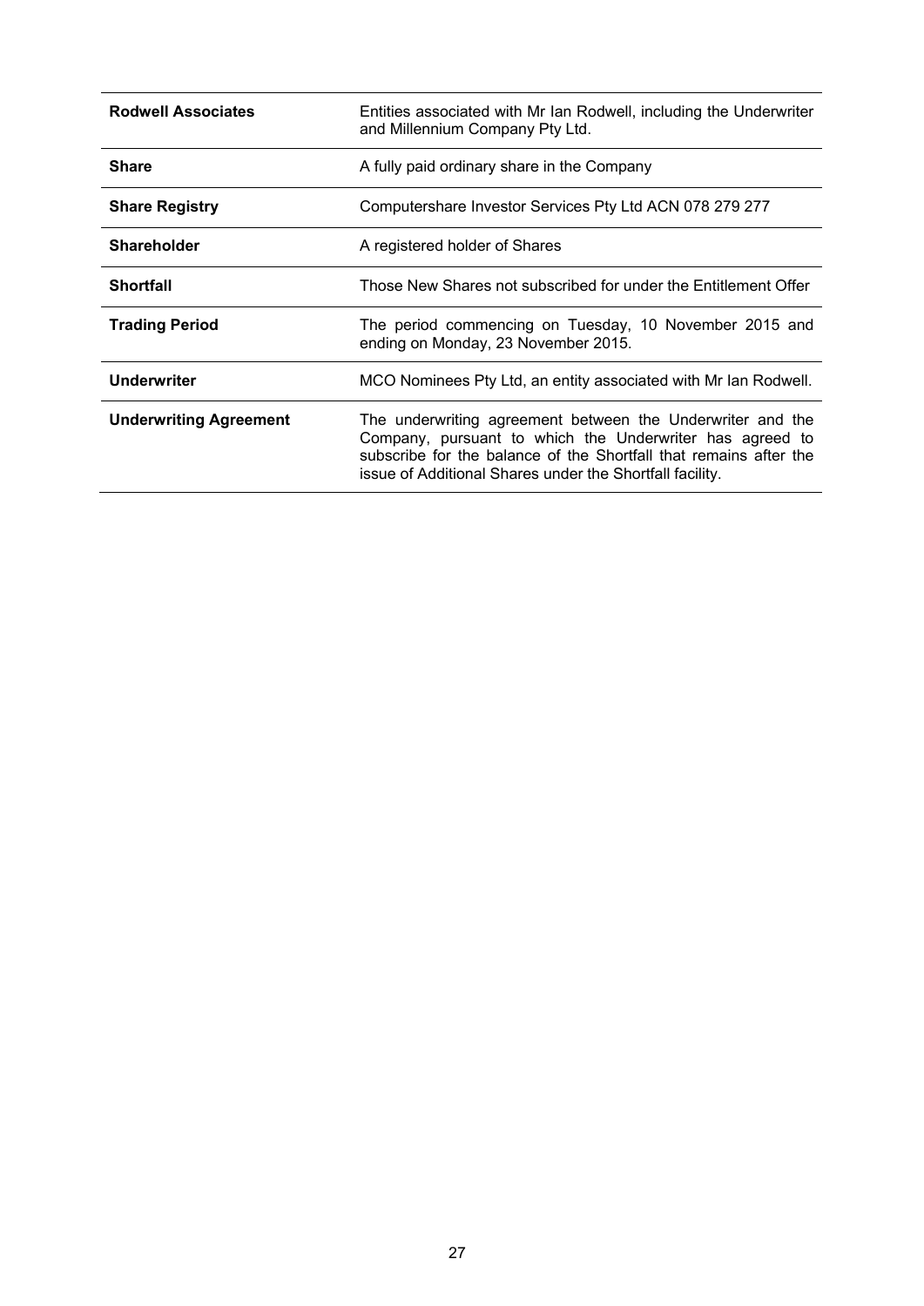| | |
|---|---|
| **Rodwell Associates** | Entities associated with Mr Ian Rodwell, including the Underwriter and Millennium Company Pty Ltd. |
| **Share** | A fully paid ordinary share in the Company |
| **Share Registry** | Computershare Investor Services Pty Ltd ACN 078 279 277 |
| **Shareholder** | A registered holder of Shares |
| **Shortfall** | Those New Shares not subscribed for under the Entitlement Offer |
| **Trading Period** | The period commencing on Tuesday, 10 November 2015 and ending on Monday, 23 November 2015. |
| **Underwriter** | MCO Nominees Pty Ltd, an entity associated with Mr Ian Rodwell. |
| **Underwriting Agreement** | The underwriting agreement between the Underwriter and the Company, pursuant to which the Underwriter has agreed to subscribe for the balance of the Shortfall that remains after the issue of Additional Shares under the Shortfall facility. |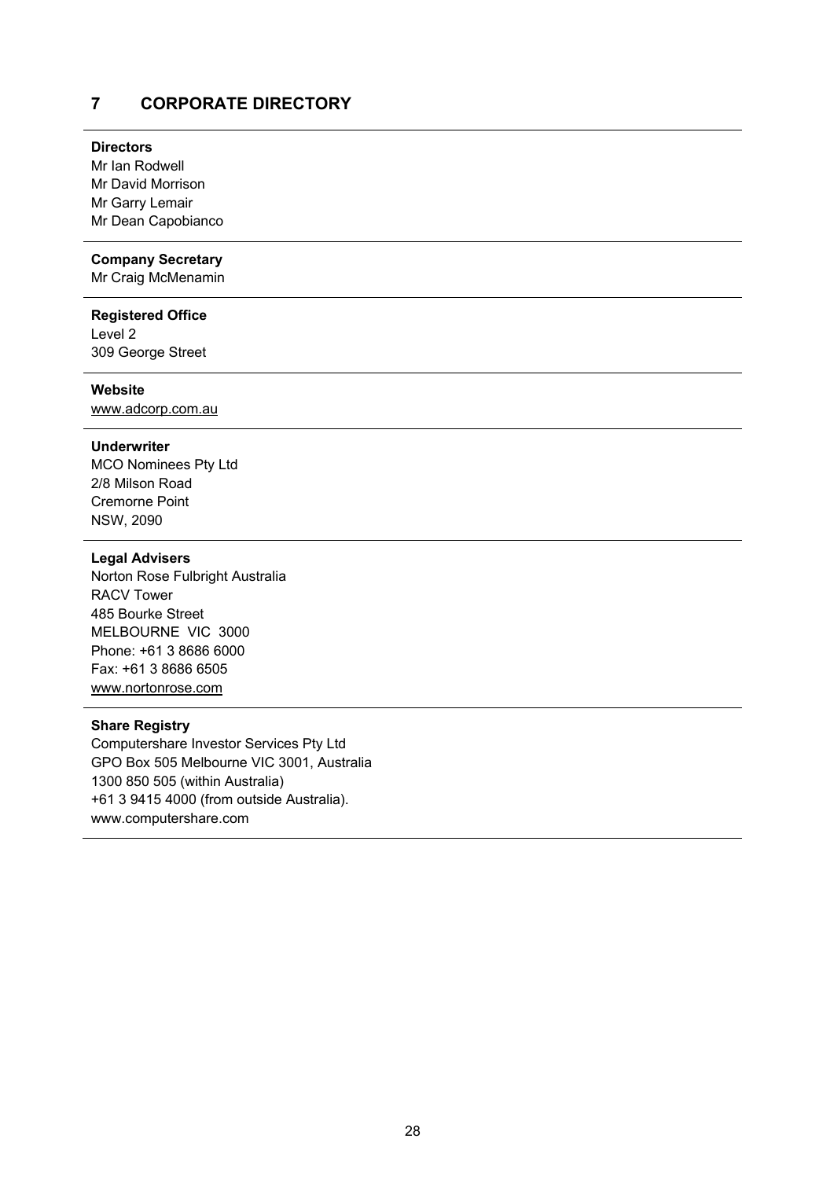## 7 CORPORATE DIRECTORY

---

**Directors**
Mr Ian Rodwell
Mr David Morrison
Mr Garry Lemair
Mr Dean Capobianco

---

**Company Secretary**
Mr Craig McMenamin

---

**Registered Office**
Level 2
309 George Street

---

**Website**
www.adcorp.com.au

---

**Underwriter**
MCO Nominees Pty Ltd
2/8 Milson Road
Cremorne Point
NSW, 2090

---

**Legal Advisers**
Norton Rose Fulbright Australia
RACV Tower
485 Bourke Street
MELBOURNE VIC 3000
Phone: +61 3 8686 6000
Fax: +61 3 8686 6505
www.nortonrose.com

---

**Share Registry**
Computershare Investor Services Pty Ltd
GPO Box 505 Melbourne VIC 3001, Australia
1300 850 505 (within Australia)
+61 3 9415 4000 (from outside Australia).
www.computershare.com